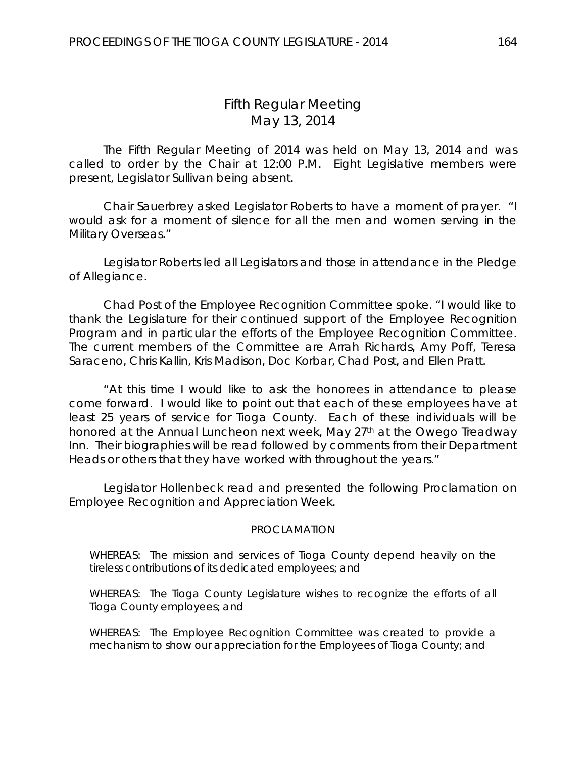# Fifth Regular Meeting
## May 13, 2014

The Fifth Regular Meeting of 2014 was held on May 13, 2014 and was called to order by the Chair at 12:00 P.M. Eight Legislative members were present, Legislator Sullivan being absent.

Chair Sauerbrey asked Legislator Roberts to have a moment of prayer. "I would ask for a moment of silence for all the men and women serving in the Military Overseas."

Legislator Roberts led all Legislators and those in attendance in the Pledge of Allegiance.

Chad Post of the Employee Recognition Committee spoke. "I would like to thank the Legislature for their continued support of the Employee Recognition Program and in particular the efforts of the Employee Recognition Committee. The current members of the Committee are Arrah Richards, Amy Poff, Teresa Saraceno, Chris Kallin, Kris Madison, Doc Korbar, Chad Post, and Ellen Pratt.

"At this time I would like to ask the honorees in attendance to please come forward. I would like to point out that each of these employees have at least 25 years of service for Tioga County. Each of these individuals will be honored at the Annual Luncheon next week, May 27th at the Owego Treadway Inn. Their biographies will be read followed by comments from their Department Heads or others that they have worked with throughout the years."

Legislator Hollenbeck read and presented the following Proclamation on Employee Recognition and Appreciation Week.

PROCLAMATION

WHEREAS: The mission and services of Tioga County depend heavily on the tireless contributions of its dedicated employees; and

WHEREAS: The Tioga County Legislature wishes to recognize the efforts of all Tioga County employees; and

WHEREAS: The Employee Recognition Committee was created to provide a mechanism to show our appreciation for the Employees of Tioga County; and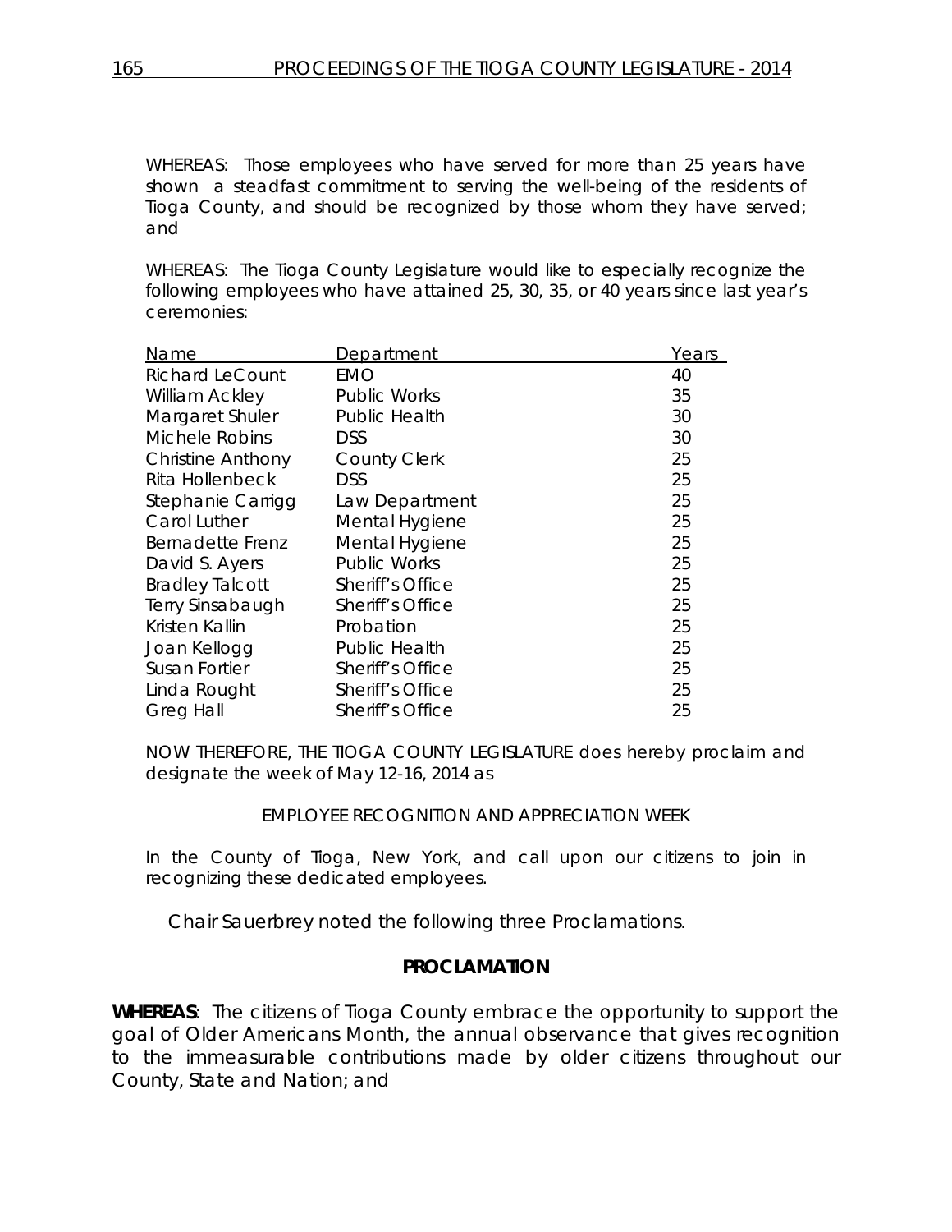WHEREAS: Those employees who have served for more than 25 years have shown a steadfast commitment to serving the well-being of the residents of Tioga County, and should be recognized by those whom they have served; and

WHEREAS: The Tioga County Legislature would like to especially recognize the following employees who have attained 25, 30, 35, or 40 years since last year's ceremonies:

| Name | Department | Years |
|---|---|---|
| Richard LeCount | EMO | 40 |
| William Ackley | Public Works | 35 |
| Margaret Shuler | Public Health | 30 |
| Michele Robins | DSS | 30 |
| Christine Anthony | County Clerk | 25 |
| Rita Hollenbeck | DSS | 25 |
| Stephanie Carrigg | Law Department | 25 |
| Carol Luther | Mental Hygiene | 25 |
| Bernadette Frenz | Mental Hygiene | 25 |
| David S. Ayers | Public Works | 25 |
| Bradley Talcott | Sheriff's Office | 25 |
| Terry Sinsabaugh | Sheriff's Office | 25 |
| Kristen Kallin | Probation | 25 |
| Joan Kellogg | Public Health | 25 |
| Susan Fortier | Sheriff's Office | 25 |
| Linda Rought | Sheriff's Office | 25 |
| Greg Hall | Sheriff's Office | 25 |

NOW THEREFORE, THE TIOGA COUNTY LEGISLATURE does hereby proclaim and designate the week of May 12-16, 2014 as

EMPLOYEE RECOGNITION AND APPRECIATION WEEK

In the County of Tioga, New York, and call upon our citizens to join in recognizing these dedicated employees.

Chair Sauerbrey noted the following three Proclamations.

**PROCLAMATION**

**WHEREAS**: The citizens of Tioga County embrace the opportunity to support the goal of Older Americans Month, the annual observance that gives recognition to the immeasurable contributions made by older citizens throughout our County, State and Nation; and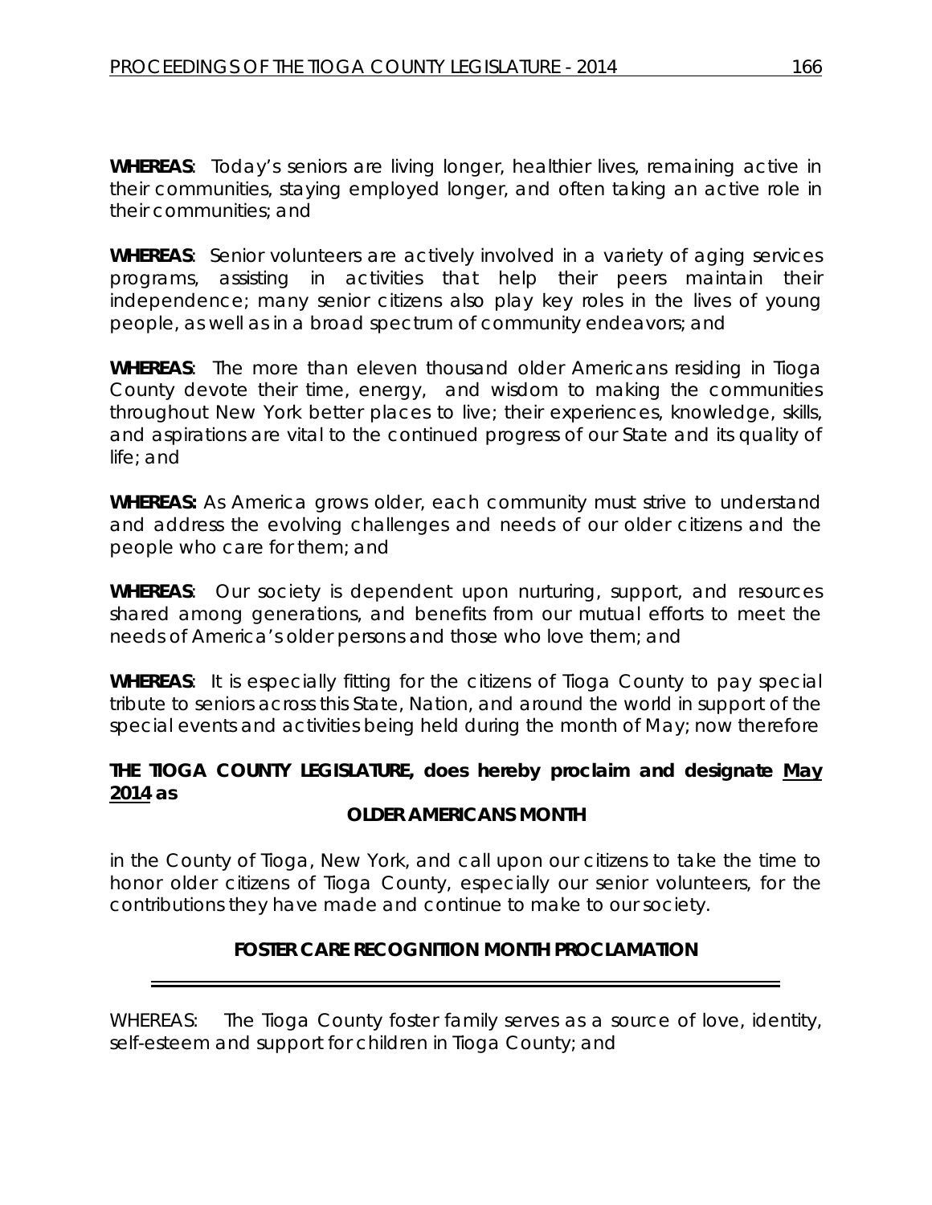**WHEREAS**: Today's seniors are living longer, healthier lives, remaining active in their communities, staying employed longer, and often taking an active role in their communities; and

**WHEREAS**: Senior volunteers are actively involved in a variety of aging services programs, assisting in activities that help their peers maintain their independence; many senior citizens also play key roles in the lives of young people, as well as in a broad spectrum of community endeavors; and

**WHEREAS**: The more than eleven thousand older Americans residing in Tioga County devote their time, energy, and wisdom to making the communities throughout New York better places to live; their experiences, knowledge, skills, and aspirations are vital to the continued progress of our State and its quality of life; and

**WHEREAS:** As America grows older, each community must strive to understand and address the evolving challenges and needs of our older citizens and the people who care for them; and

**WHEREAS**: Our society is dependent upon nurturing, support, and resources shared among generations, and benefits from our mutual efforts to meet the needs of America's older persons and those who love them; and

**WHEREAS**: It is especially fitting for the citizens of Tioga County to pay special tribute to seniors across this State, Nation, and around the world in support of the special events and activities being held during the month of May; now therefore

**THE TIOGA COUNTY LEGISLATURE, does hereby proclaim and designate May 2014 as**

**OLDER AMERICANS MONTH**

in the County of Tioga, New York, and call upon our citizens to take the time to honor older citizens of Tioga County, especially our senior volunteers, for the contributions they have made and continue to make to our society.

**FOSTER CARE RECOGNITION MONTH PROCLAMATION**

---

WHEREAS: The Tioga County foster family serves as a source of love, identity, self-esteem and support for children in Tioga County; and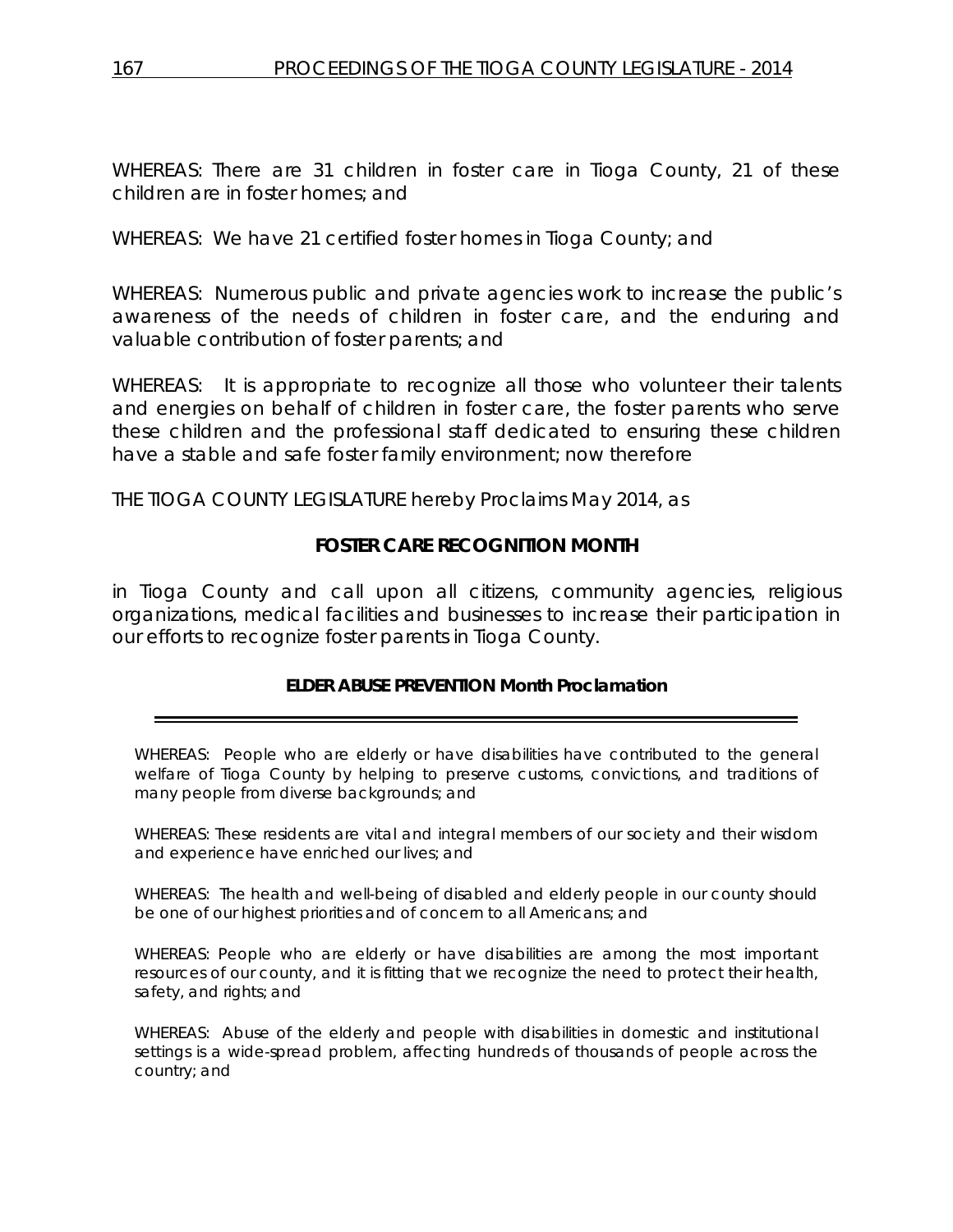WHEREAS: There are 31 children in foster care in Tioga County, 21 of these children are in foster homes; and

WHEREAS: We have 21 certified foster homes in Tioga County; and

WHEREAS: Numerous public and private agencies work to increase the public's awareness of the needs of children in foster care, and the enduring and valuable contribution of foster parents; and

WHEREAS: It is appropriate to recognize all those who volunteer their talents and energies on behalf of children in foster care, the foster parents who serve these children and the professional staff dedicated to ensuring these children have a stable and safe foster family environment; now therefore

THE TIOGA COUNTY LEGISLATURE hereby Proclaims May 2014, as

**FOSTER CARE RECOGNITION MONTH**

in Tioga County and call upon all citizens, community agencies, religious organizations, medical facilities and businesses to increase their participation in our efforts to recognize foster parents in Tioga County.

**ELDER ABUSE PREVENTION Month Proclamation**

---

WHEREAS: People who are elderly or have disabilities have contributed to the general welfare of Tioga County by helping to preserve customs, convictions, and traditions of many people from diverse backgrounds; and

WHEREAS: These residents are vital and integral members of our society and their wisdom and experience have enriched our lives; and

WHEREAS: The health and well-being of disabled and elderly people in our county should be one of our highest priorities and of concern to all Americans; and

WHEREAS: People who are elderly or have disabilities are among the most important resources of our county, and it is fitting that we recognize the need to protect their health, safety, and rights; and

WHEREAS: Abuse of the elderly and people with disabilities in domestic and institutional settings is a wide-spread problem, affecting hundreds of thousands of people across the country; and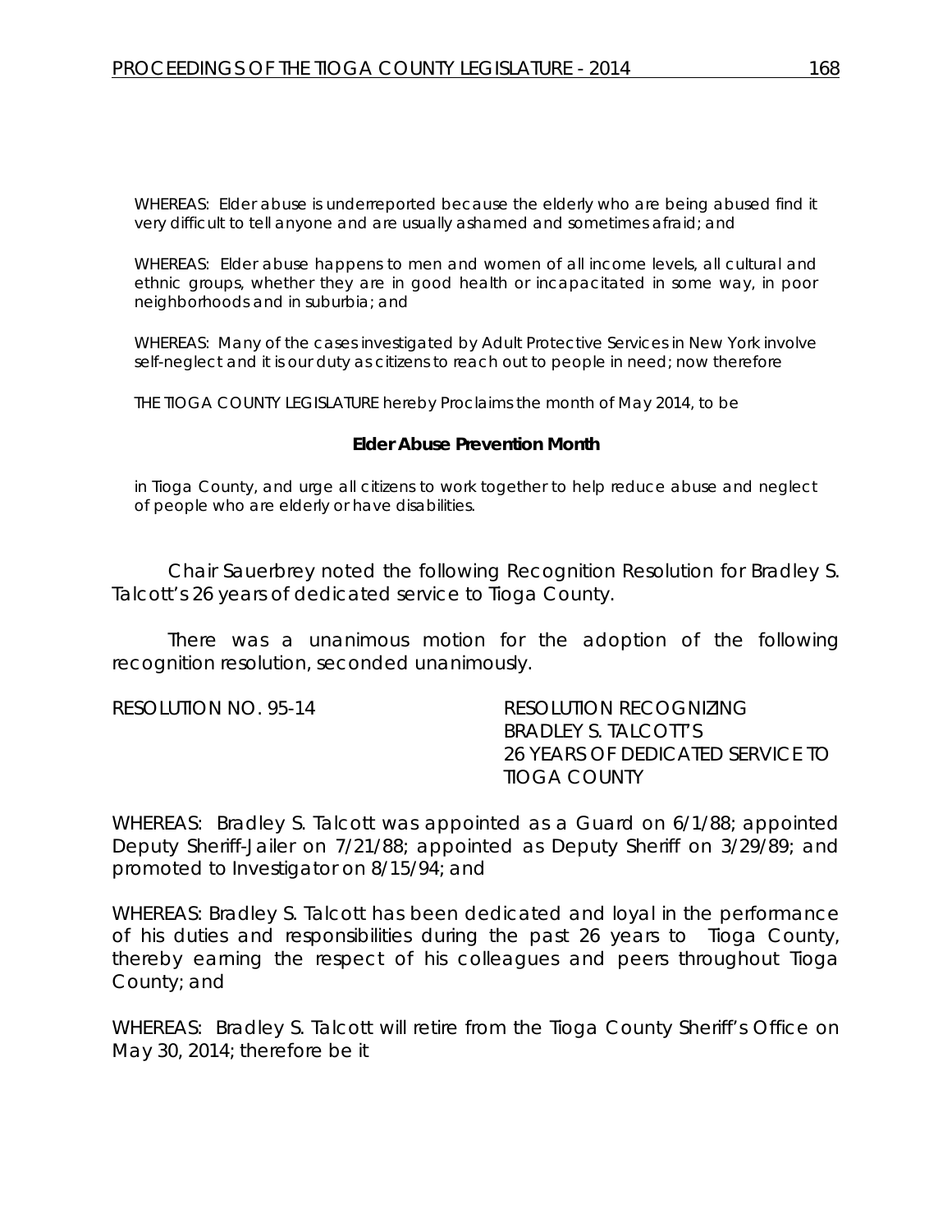WHEREAS: Elder abuse is underreported because the elderly who are being abused find it very difficult to tell anyone and are usually ashamed and sometimes afraid; and

WHEREAS: Elder abuse happens to men and women of all income levels, all cultural and ethnic groups, whether they are in good health or incapacitated in some way, in poor neighborhoods and in suburbia; and

WHEREAS: Many of the cases investigated by Adult Protective Services in New York involve self-neglect and it is our duty as citizens to reach out to people in need; now therefore

THE TIOGA COUNTY LEGISLATURE hereby Proclaims the month of May 2014, to be

**Elder Abuse Prevention Month**

in Tioga County, and urge all citizens to work together to help reduce abuse and neglect of people who are elderly or have disabilities.

Chair Sauerbrey noted the following Recognition Resolution for Bradley S. Talcott's 26 years of dedicated service to Tioga County.

There was a unanimous motion for the adoption of the following recognition resolution, seconded unanimously.

RESOLUTION NO. 95-14 RESOLUTION RECOGNIZING BRADLEY S. TALCOTT'S 26 YEARS OF DEDICATED SERVICE TO TIOGA COUNTY

WHEREAS: Bradley S. Talcott was appointed as a Guard on 6/1/88; appointed Deputy Sheriff-Jailer on 7/21/88; appointed as Deputy Sheriff on 3/29/89; and promoted to Investigator on 8/15/94; and

WHEREAS: Bradley S. Talcott has been dedicated and loyal in the performance of his duties and responsibilities during the past 26 years to Tioga County, thereby earning the respect of his colleagues and peers throughout Tioga County; and

WHEREAS: Bradley S. Talcott will retire from the Tioga County Sheriff's Office on May 30, 2014; therefore be it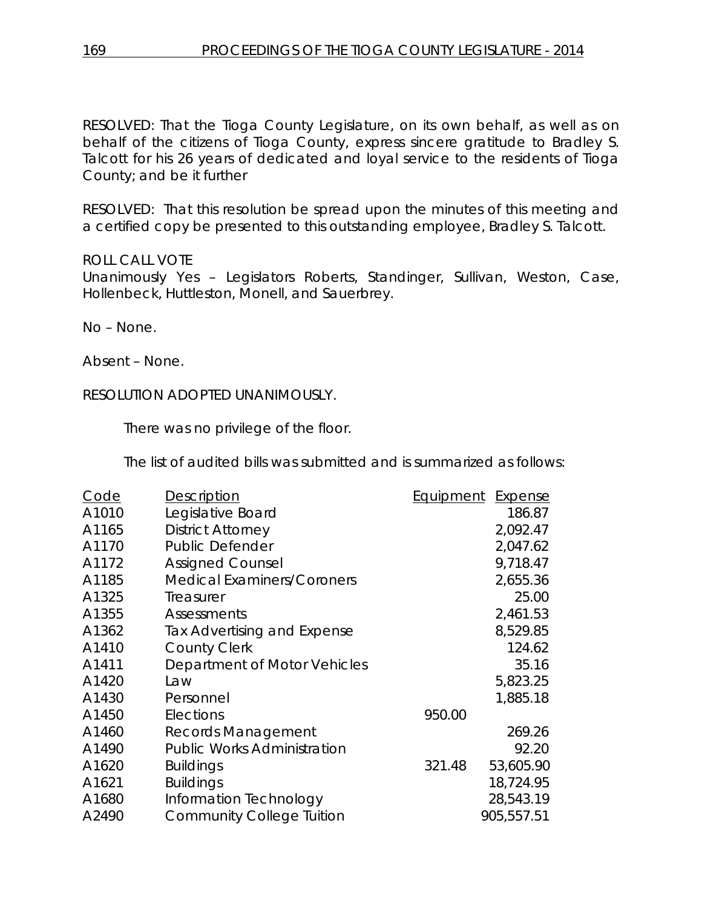RESOLVED: That the Tioga County Legislature, on its own behalf, as well as on behalf of the citizens of Tioga County, express sincere gratitude to Bradley S. Talcott for his 26 years of dedicated and loyal service to the residents of Tioga County; and be it further

RESOLVED: That this resolution be spread upon the minutes of this meeting and a certified copy be presented to this outstanding employee, Bradley S. Talcott.

ROLL CALL VOTE
Unanimously Yes – Legislators Roberts, Standinger, Sullivan, Weston, Case, Hollenbeck, Huttleston, Monell, and Sauerbrey.

No – None.

Absent – None.

RESOLUTION ADOPTED UNANIMOUSLY.

There was no privilege of the floor.

The list of audited bills was submitted and is summarized as follows:

| Code | Description | Equipment | Expense |
|---|---|---|---|
| A1010 | Legislative Board | | 186.87 |
| A1165 | District Attorney | | 2,092.47 |
| A1170 | Public Defender | | 2,047.62 |
| A1172 | Assigned Counsel | | 9,718.47 |
| A1185 | Medical Examiners/Coroners | | 2,655.36 |
| A1325 | Treasurer | | 25.00 |
| A1355 | Assessments | | 2,461.53 |
| A1362 | Tax Advertising and Expense | | 8,529.85 |
| A1410 | County Clerk | | 124.62 |
| A1411 | Department of Motor Vehicles | | 35.16 |
| A1420 | Law | | 5,823.25 |
| A1430 | Personnel | | 1,885.18 |
| A1450 | Elections | 950.00 | |
| A1460 | Records Management | | 269.26 |
| A1490 | Public Works Administration | | 92.20 |
| A1620 | Buildings | 321.48 | 53,605.90 |
| A1621 | Buildings | | 18,724.95 |
| A1680 | Information Technology | | 28,543.19 |
| A2490 | Community College Tuition | | 905,557.51 |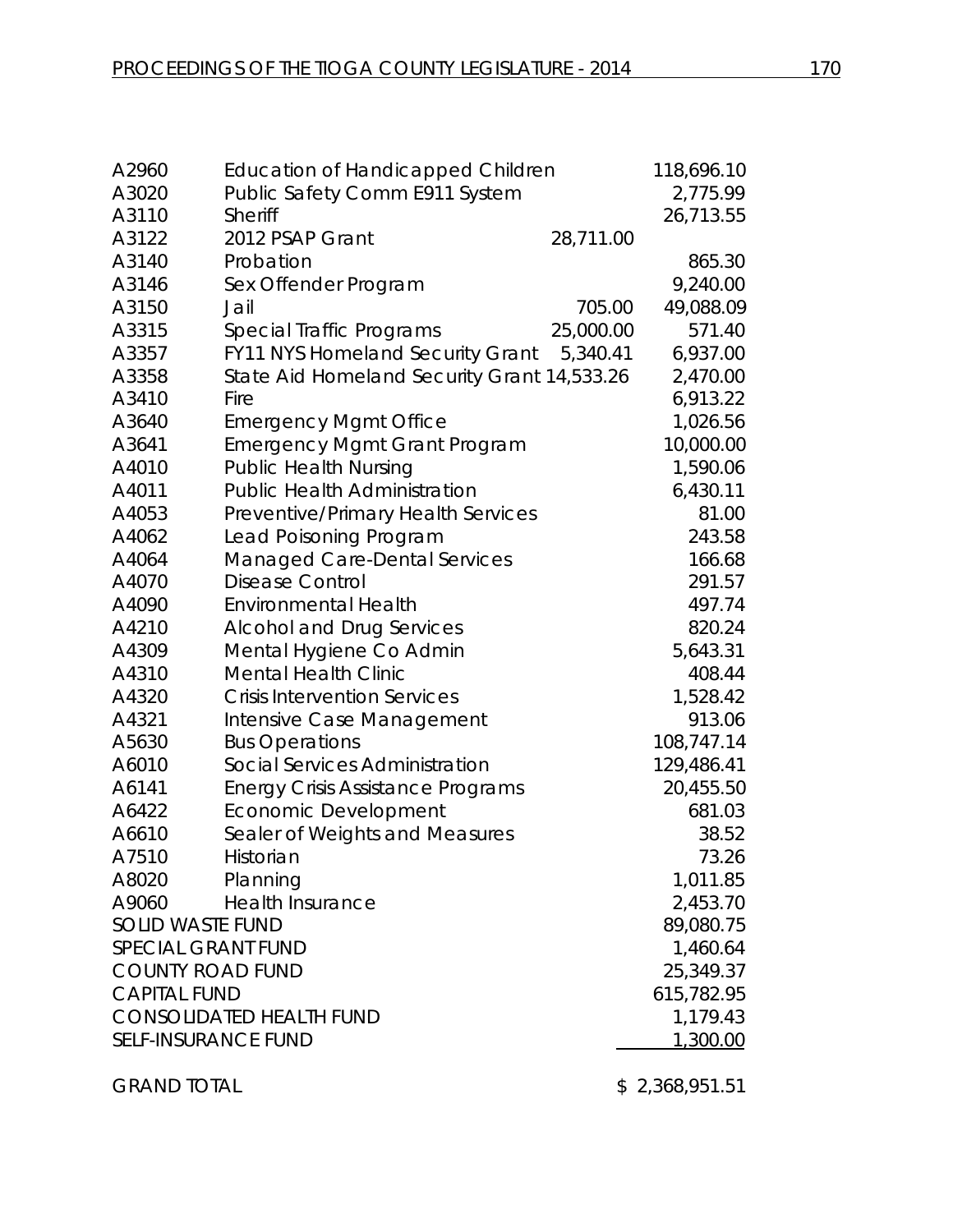| | | | |
|---|---|---|---|
| A2960 | Education of Handicapped Children | | 118,696.10 |
| A3020 | Public Safety Comm E911 System | | 2,775.99 |
| A3110 | Sheriff | | 26,713.55 |
| A3122 | 2012 PSAP Grant | 28,711.00 | |
| A3140 | Probation | | 865.30 |
| A3146 | Sex Offender Program | | 9,240.00 |
| A3150 | Jail | 705.00 | 49,088.09 |
| A3315 | Special Traffic Programs | 25,000.00 | 571.40 |
| A3357 | FY11 NYS Homeland Security Grant | 5,340.41 | 6,937.00 |
| A3358 | State Aid Homeland Security Grant | 14,533.26 | 2,470.00 |
| A3410 | Fire | | 6,913.22 |
| A3640 | Emergency Mgmt Office | | 1,026.56 |
| A3641 | Emergency Mgmt Grant Program | | 10,000.00 |
| A4010 | Public Health Nursing | | 1,590.06 |
| A4011 | Public Health Administration | | 6,430.11 |
| A4053 | Preventive/Primary Health Services | | 81.00 |
| A4062 | Lead Poisoning Program | | 243.58 |
| A4064 | Managed Care-Dental Services | | 166.68 |
| A4070 | Disease Control | | 291.57 |
| A4090 | Environmental Health | | 497.74 |
| A4210 | Alcohol and Drug Services | | 820.24 |
| A4309 | Mental Hygiene Co Admin | | 5,643.31 |
| A4310 | Mental Health Clinic | | 408.44 |
| A4320 | Crisis Intervention Services | | 1,528.42 |
| A4321 | Intensive Case Management | | 913.06 |
| A5630 | Bus Operations | | 108,747.14 |
| A6010 | Social Services Administration | | 129,486.41 |
| A6141 | Energy Crisis Assistance Programs | | 20,455.50 |
| A6422 | Economic Development | | 681.03 |
| A6610 | Sealer of Weights and Measures | | 38.52 |
| A7510 | Historian | | 73.26 |
| A8020 | Planning | | 1,011.85 |
| A9060 | Health Insurance | | 2,453.70 |
| SOLID WASTE FUND | | | 89,080.75 |
| SPECIAL GRANT FUND | | | 1,460.64 |
| COUNTY ROAD FUND | | | 25,349.37 |
| CAPITAL FUND | | | 615,782.95 |
| CONSOLIDATED HEALTH FUND | | | 1,179.43 |
| SELF-INSURANCE FUND | | | 1,300.00 |
| GRAND TOTAL | | | $ 2,368,951.51 |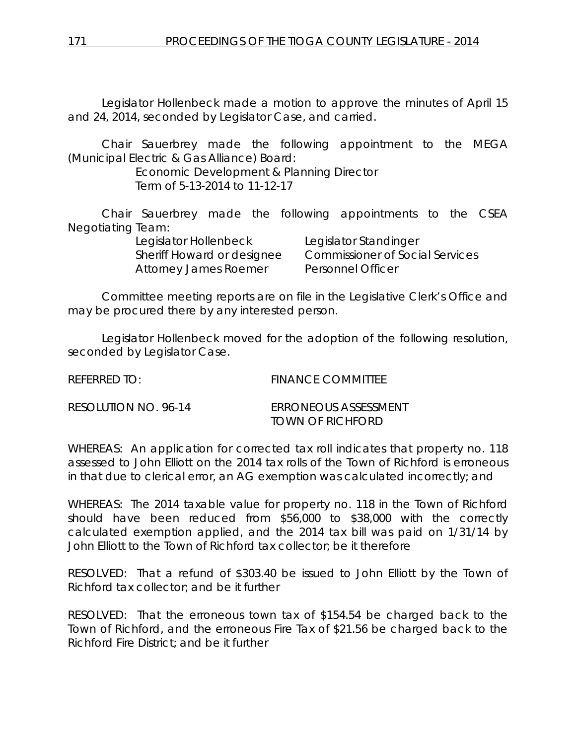Legislator Hollenbeck made a motion to approve the minutes of April 15 and 24, 2014, seconded by Legislator Case, and carried.

Chair Sauerbrey made the following appointment to the MEGA (Municipal Electric & Gas Alliance) Board:

Economic Development & Planning Director
Term of 5-13-2014 to 11-12-17

Chair Sauerbrey made the following appointments to the CSEA Negotiating Team:

| | |
|---|---|
| Legislator Hollenbeck | Legislator Standinger |
| Sheriff Howard or designee | Commissioner of Social Services |
| Attorney James Roemer | Personnel Officer |

Committee meeting reports are on file in the Legislative Clerk's Office and may be procured there by any interested person.

Legislator Hollenbeck moved for the adoption of the following resolution, seconded by Legislator Case.

REFERRED TO: FINANCE COMMITTEE

RESOLUTION NO. 96-14 ERRONEOUS ASSESSMENT TOWN OF RICHFORD

WHEREAS: An application for corrected tax roll indicates that property no. 118 assessed to John Elliott on the 2014 tax rolls of the Town of Richford is erroneous in that due to clerical error, an AG exemption was calculated incorrectly; and

WHEREAS: The 2014 taxable value for property no. 118 in the Town of Richford should have been reduced from $56,000 to $38,000 with the correctly calculated exemption applied, and the 2014 tax bill was paid on 1/31/14 by John Elliott to the Town of Richford tax collector; be it therefore

RESOLVED: That a refund of $303.40 be issued to John Elliott by the Town of Richford tax collector; and be it further

RESOLVED: That the erroneous town tax of $154.54 be charged back to the Town of Richford, and the erroneous Fire Tax of $21.56 be charged back to the Richford Fire District; and be it further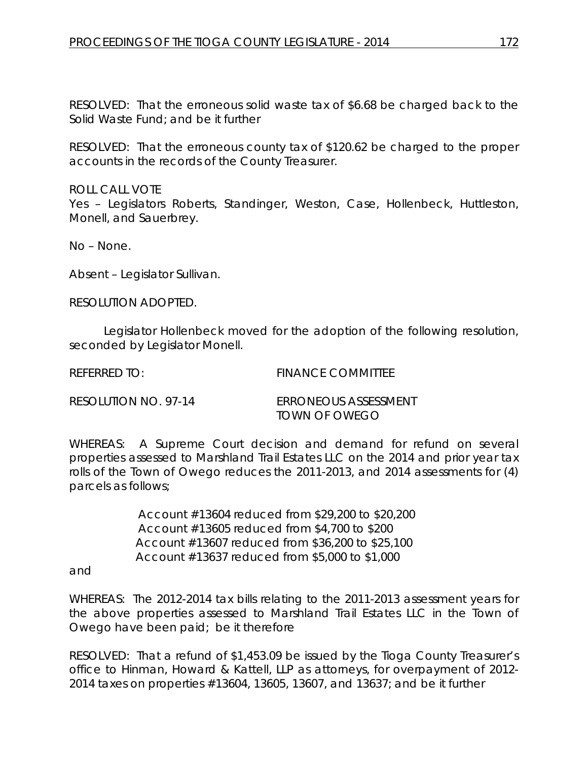RESOLVED: That the erroneous solid waste tax of $6.68 be charged back to the Solid Waste Fund; and be it further

RESOLVED: That the erroneous county tax of $120.62 be charged to the proper accounts in the records of the County Treasurer.

ROLL CALL VOTE
Yes – Legislators Roberts, Standinger, Weston, Case, Hollenbeck, Huttleston, Monell, and Sauerbrey.

No – None.

Absent – Legislator Sullivan.

RESOLUTION ADOPTED.

Legislator Hollenbeck moved for the adoption of the following resolution, seconded by Legislator Monell.

REFERRED TO: FINANCE COMMITTEE

RESOLUTION NO. 97-14 ERRONEOUS ASSESSMENT
TOWN OF OWEGO

WHEREAS: A Supreme Court decision and demand for refund on several properties assessed to Marshland Trail Estates LLC on the 2014 and prior year tax rolls of the Town of Owego reduces the 2011-2013, and 2014 assessments for (4) parcels as follows;

Account #13604 reduced from $29,200 to $20,200
Account #13605 reduced from $4,700 to $200
Account #13607 reduced from $36,200 to $25,100
Account #13637 reduced from $5,000 to $1,000

and

WHEREAS: The 2012-2014 tax bills relating to the 2011-2013 assessment years for the above properties assessed to Marshland Trail Estates LLC in the Town of Owego have been paid; be it therefore

RESOLVED: That a refund of $1,453.09 be issued by the Tioga County Treasurer's office to Hinman, Howard & Kattell, LLP as attorneys, for overpayment of 2012-2014 taxes on properties #13604, 13605, 13607, and 13637; and be it further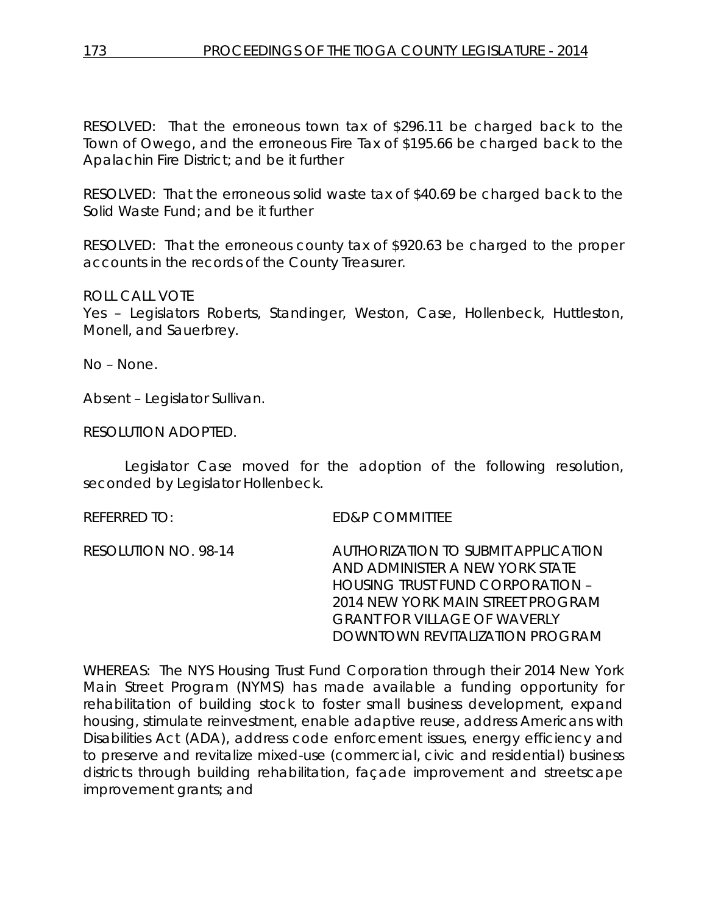RESOLVED: That the erroneous town tax of $296.11 be charged back to the Town of Owego, and the erroneous Fire Tax of $195.66 be charged back to the Apalachin Fire District; and be it further

RESOLVED: That the erroneous solid waste tax of $40.69 be charged back to the Solid Waste Fund; and be it further

RESOLVED: That the erroneous county tax of $920.63 be charged to the proper accounts in the records of the County Treasurer.

ROLL CALL VOTE
Yes – Legislators Roberts, Standinger, Weston, Case, Hollenbeck, Huttleston, Monell, and Sauerbrey.

No – None.

Absent – Legislator Sullivan.

RESOLUTION ADOPTED.

Legislator Case moved for the adoption of the following resolution, seconded by Legislator Hollenbeck.

REFERRED TO: ED&P COMMITTEE

RESOLUTION NO. 98-14 AUTHORIZATION TO SUBMIT APPLICATION AND ADMINISTER A NEW YORK STATE HOUSING TRUST FUND CORPORATION – 2014 NEW YORK MAIN STREET PROGRAM GRANT FOR VILLAGE OF WAVERLY DOWNTOWN REVITALIZATION PROGRAM

WHEREAS: The NYS Housing Trust Fund Corporation through their 2014 New York Main Street Program (NYMS) has made available a funding opportunity for rehabilitation of building stock to foster small business development, expand housing, stimulate reinvestment, enable adaptive reuse, address Americans with Disabilities Act (ADA), address code enforcement issues, energy efficiency and to preserve and revitalize mixed-use (commercial, civic and residential) business districts through building rehabilitation, façade improvement and streetscape improvement grants; and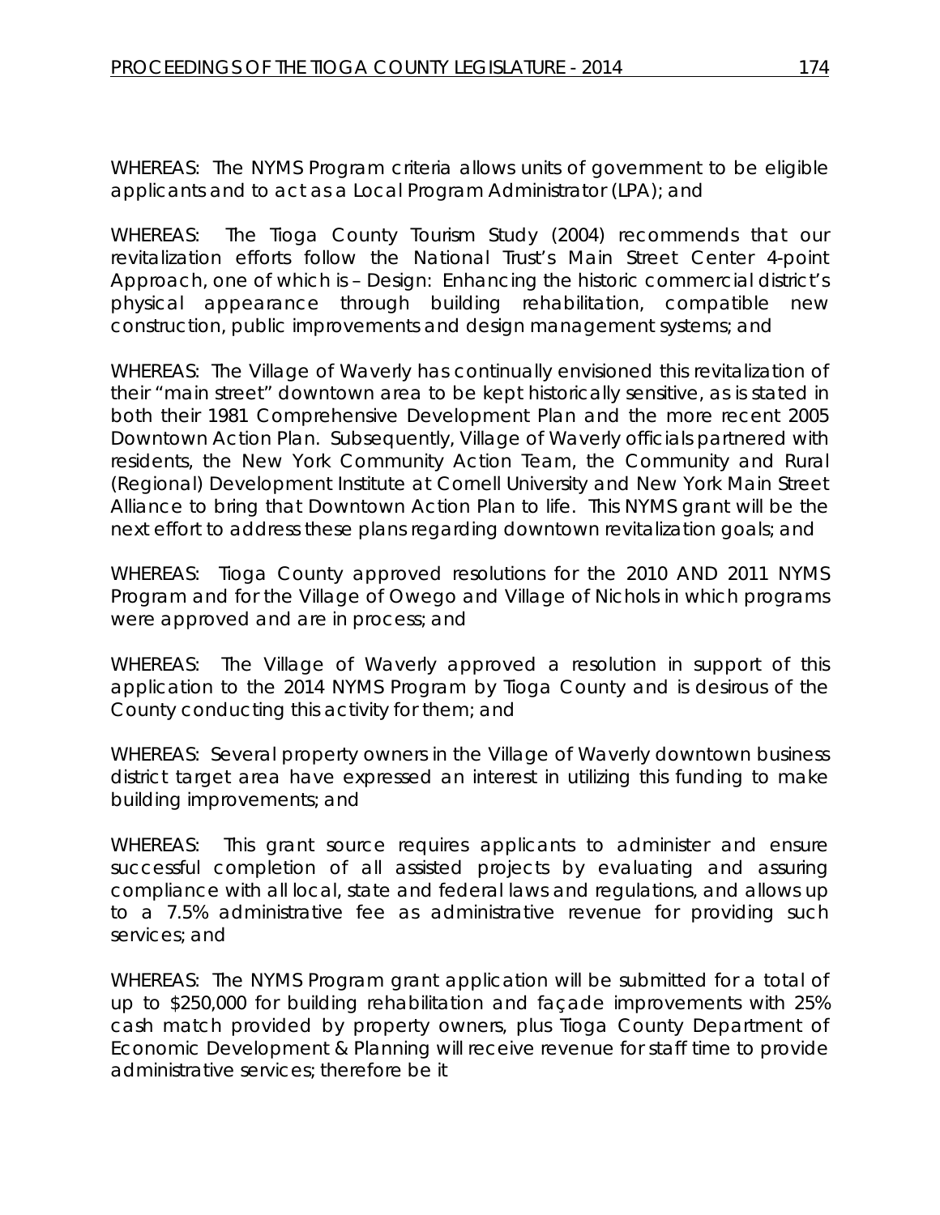WHEREAS: The NYMS Program criteria allows units of government to be eligible applicants and to act as a Local Program Administrator (LPA); and

WHEREAS: The Tioga County Tourism Study (2004) recommends that our revitalization efforts follow the National Trust's Main Street Center 4-point Approach, one of which is – Design: Enhancing the historic commercial district's physical appearance through building rehabilitation, compatible new construction, public improvements and design management systems; and

WHEREAS: The Village of Waverly has continually envisioned this revitalization of their "main street" downtown area to be kept historically sensitive, as is stated in both their 1981 Comprehensive Development Plan and the more recent 2005 Downtown Action Plan. Subsequently, Village of Waverly officials partnered with residents, the New York Community Action Team, the Community and Rural (Regional) Development Institute at Cornell University and New York Main Street Alliance to bring that Downtown Action Plan to life. This NYMS grant will be the next effort to address these plans regarding downtown revitalization goals; and

WHEREAS: Tioga County approved resolutions for the 2010 AND 2011 NYMS Program and for the Village of Owego and Village of Nichols in which programs were approved and are in process; and

WHEREAS: The Village of Waverly approved a resolution in support of this application to the 2014 NYMS Program by Tioga County and is desirous of the County conducting this activity for them; and

WHEREAS: Several property owners in the Village of Waverly downtown business district target area have expressed an interest in utilizing this funding to make building improvements; and

WHEREAS: This grant source requires applicants to administer and ensure successful completion of all assisted projects by evaluating and assuring compliance with all local, state and federal laws and regulations, and allows up to a 7.5% administrative fee as administrative revenue for providing such services; and

WHEREAS: The NYMS Program grant application will be submitted for a total of up to $250,000 for building rehabilitation and façade improvements with 25% cash match provided by property owners, plus Tioga County Department of Economic Development & Planning will receive revenue for staff time to provide administrative services; therefore be it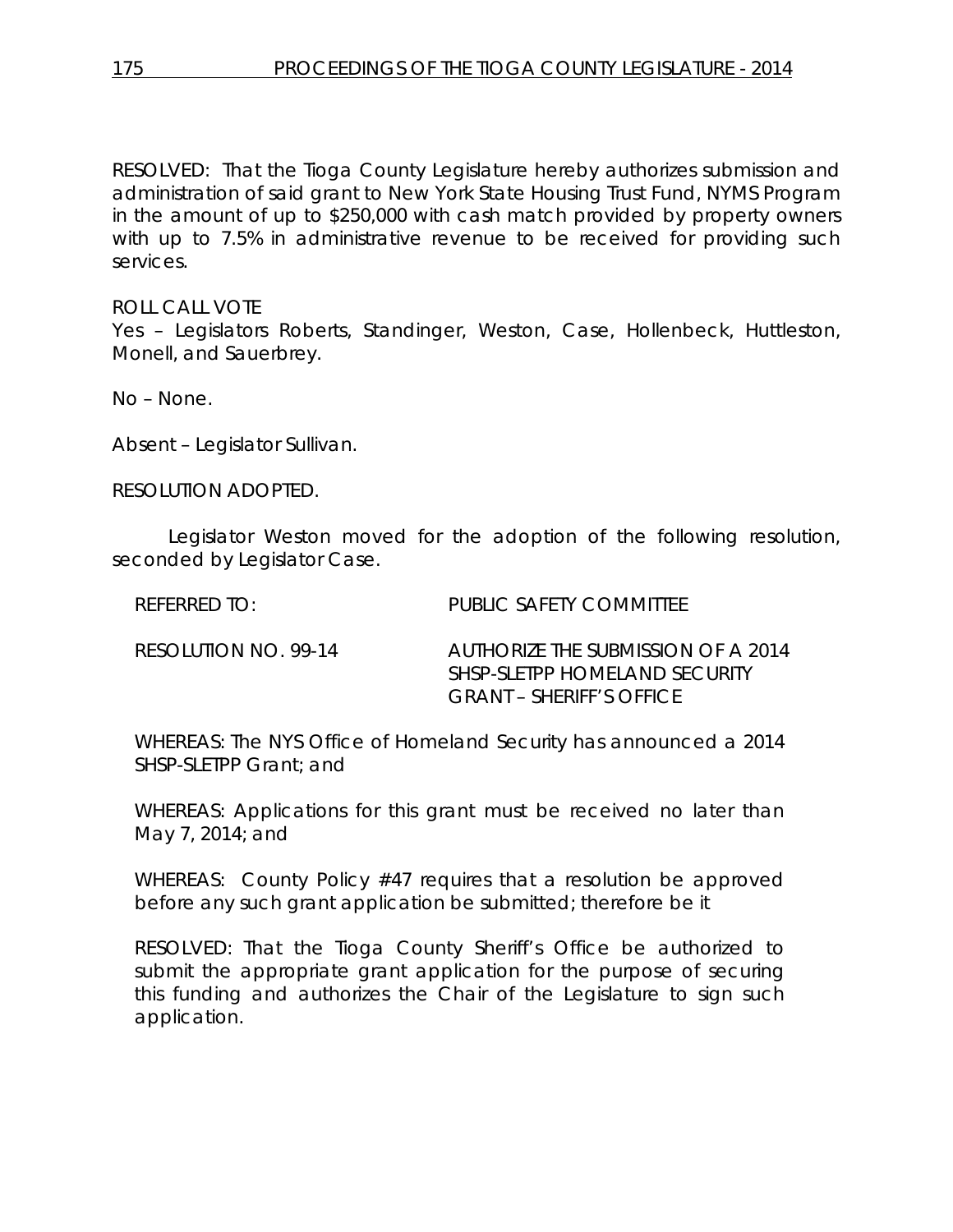RESOLVED: That the Tioga County Legislature hereby authorizes submission and administration of said grant to New York State Housing Trust Fund, NYMS Program in the amount of up to $250,000 with cash match provided by property owners with up to 7.5% in administrative revenue to be received for providing such services.

ROLL CALL VOTE
Yes – Legislators Roberts, Standinger, Weston, Case, Hollenbeck, Huttleston, Monell, and Sauerbrey.

No – None.

Absent – Legislator Sullivan.

RESOLUTION ADOPTED.

Legislator Weston moved for the adoption of the following resolution, seconded by Legislator Case.

REFERRED TO: PUBLIC SAFETY COMMITTEE

RESOLUTION NO. 99-14 AUTHORIZE THE SUBMISSION OF A 2014 SHSP-SLETPP HOMELAND SECURITY GRANT – SHERIFF'S OFFICE

WHEREAS: The NYS Office of Homeland Security has announced a 2014 SHSP-SLETPP Grant; and

WHEREAS: Applications for this grant must be received no later than May 7, 2014; and

WHEREAS: County Policy #47 requires that a resolution be approved before any such grant application be submitted; therefore be it

RESOLVED: That the Tioga County Sheriff's Office be authorized to submit the appropriate grant application for the purpose of securing this funding and authorizes the Chair of the Legislature to sign such application.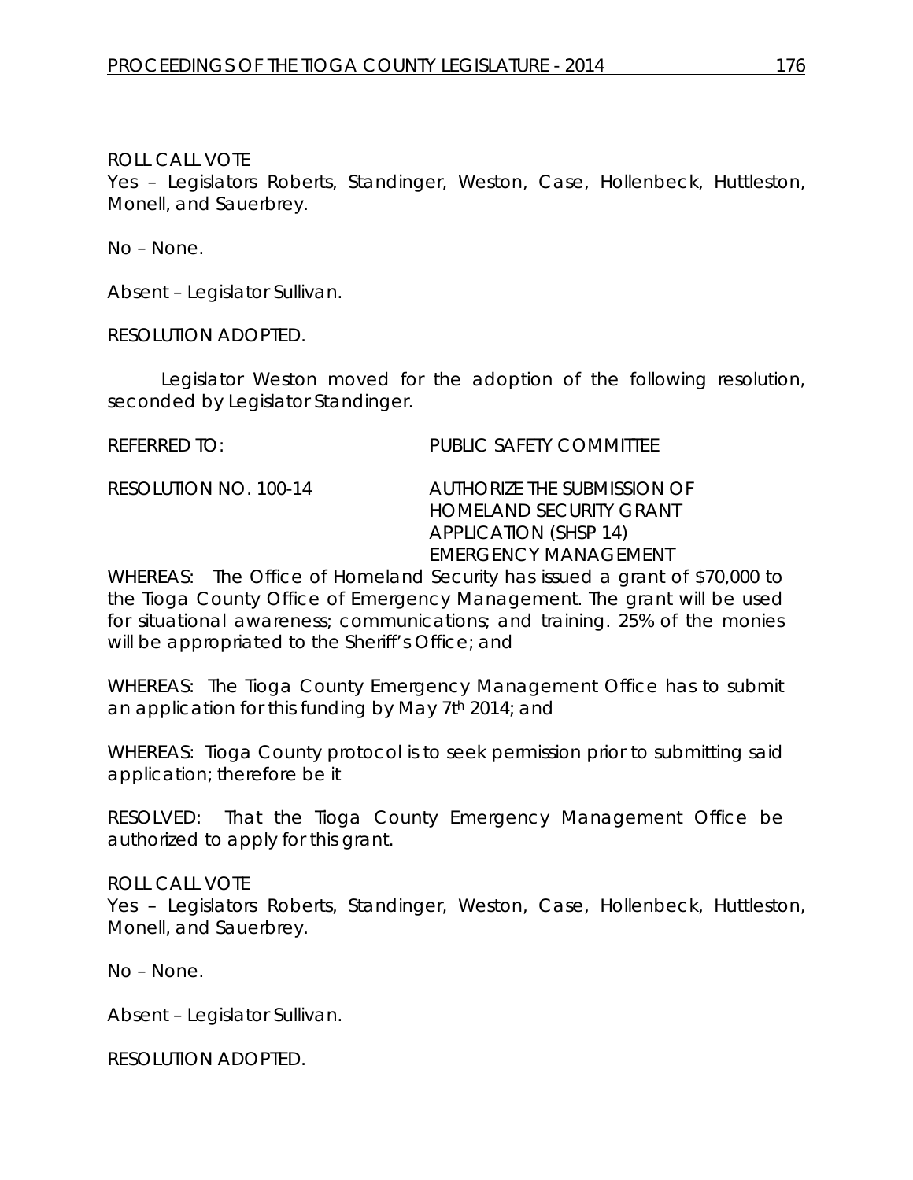ROLL CALL VOTE
Yes – Legislators Roberts, Standinger, Weston, Case, Hollenbeck, Huttleston, Monell, and Sauerbrey.

No – None.

Absent – Legislator Sullivan.

RESOLUTION ADOPTED.

Legislator Weston moved for the adoption of the following resolution, seconded by Legislator Standinger.

REFERRED TO: PUBLIC SAFETY COMMITTEE

RESOLUTION NO. 100-14 AUTHORIZE THE SUBMISSION OF HOMELAND SECURITY GRANT APPLICATION (SHSP 14) EMERGENCY MANAGEMENT

WHEREAS: The Office of Homeland Security has issued a grant of $70,000 to the Tioga County Office of Emergency Management. The grant will be used for situational awareness; communications; and training. 25% of the monies will be appropriated to the Sheriff's Office; and

WHEREAS: The Tioga County Emergency Management Office has to submit an application for this funding by May 7th 2014; and

WHEREAS: Tioga County protocol is to seek permission prior to submitting said application; therefore be it

RESOLVED: That the Tioga County Emergency Management Office be authorized to apply for this grant.

ROLL CALL VOTE
Yes – Legislators Roberts, Standinger, Weston, Case, Hollenbeck, Huttleston, Monell, and Sauerbrey.

No – None.

Absent – Legislator Sullivan.

RESOLUTION ADOPTED.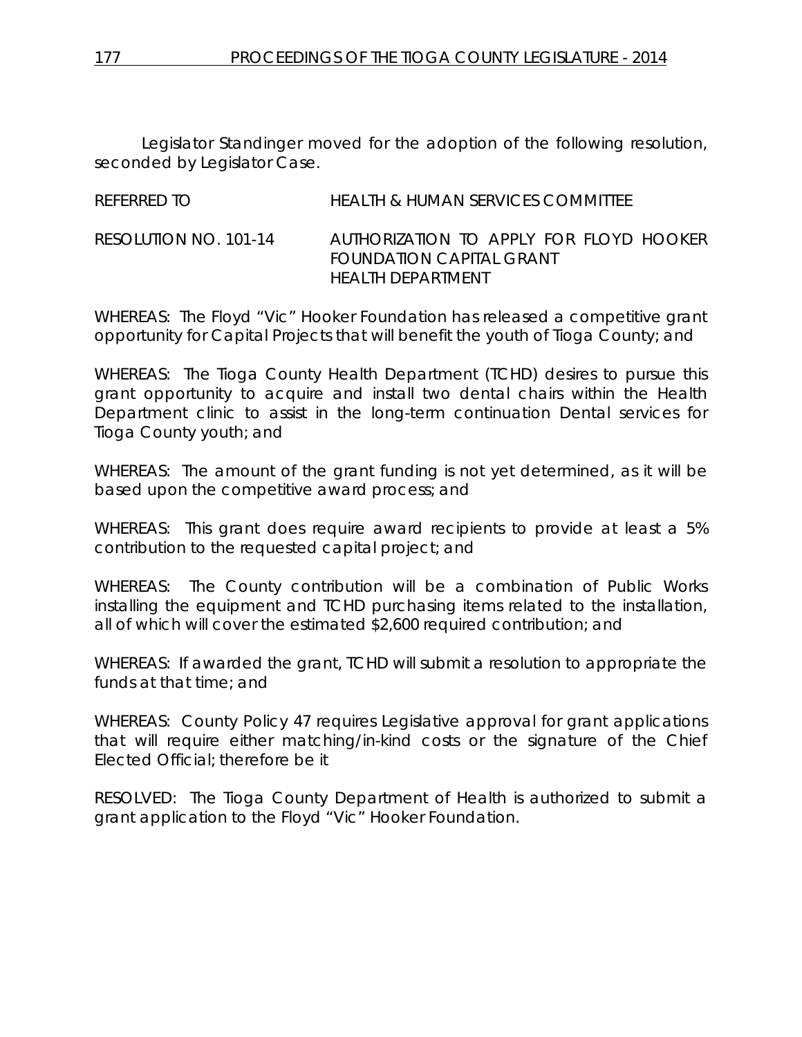Legislator Standinger moved for the adoption of the following resolution, seconded by Legislator Case.

REFERRED TO HEALTH & HUMAN SERVICES COMMITTEE

RESOLUTION NO. 101-14 AUTHORIZATION TO APPLY FOR FLOYD HOOKER FOUNDATION CAPITAL GRANT
HEALTH DEPARTMENT

WHEREAS: The Floyd "Vic" Hooker Foundation has released a competitive grant opportunity for Capital Projects that will benefit the youth of Tioga County; and

WHEREAS: The Tioga County Health Department (TCHD) desires to pursue this grant opportunity to acquire and install two dental chairs within the Health Department clinic to assist in the long-term continuation Dental services for Tioga County youth; and

WHEREAS: The amount of the grant funding is not yet determined, as it will be based upon the competitive award process; and

WHEREAS: This grant does require award recipients to provide at least a 5% contribution to the requested capital project; and

WHEREAS: The County contribution will be a combination of Public Works installing the equipment and TCHD purchasing items related to the installation, all of which will cover the estimated $2,600 required contribution; and

WHEREAS: If awarded the grant, TCHD will submit a resolution to appropriate the funds at that time; and

WHEREAS: County Policy 47 requires Legislative approval for grant applications that will require either matching/in-kind costs or the signature of the Chief Elected Official; therefore be it

RESOLVED: The Tioga County Department of Health is authorized to submit a grant application to the Floyd "Vic" Hooker Foundation.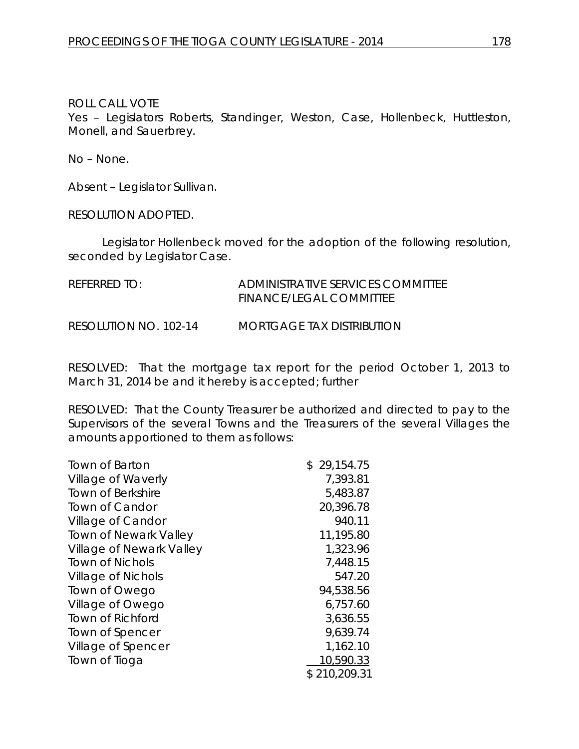ROLL CALL VOTE
Yes – Legislators Roberts, Standinger, Weston, Case, Hollenbeck, Huttleston, Monell, and Sauerbrey.

No – None.

Absent – Legislator Sullivan.

RESOLUTION ADOPTED.

Legislator Hollenbeck moved for the adoption of the following resolution, seconded by Legislator Case.

REFERRED TO: ADMINISTRATIVE SERVICES COMMITTEE
FINANCE/LEGAL COMMITTEE

RESOLUTION NO. 102-14 MORTGAGE TAX DISTRIBUTION

RESOLVED: That the mortgage tax report for the period October 1, 2013 to March 31, 2014 be and it hereby is accepted; further

RESOLVED: That the County Treasurer be authorized and directed to pay to the Supervisors of the several Towns and the Treasurers of the several Villages the amounts apportioned to them as follows:

| | |
|---|---|
| Town of Barton | $ 29,154.75 |
| Village of Waverly | 7,393.81 |
| Town of Berkshire | 5,483.87 |
| Town of Candor | 20,396.78 |
| Village of Candor | 940.11 |
| Town of Newark Valley | 11,195.80 |
| Village of Newark Valley | 1,323.96 |
| Town of Nichols | 7,448.15 |
| Village of Nichols | 547.20 |
| Town of Owego | 94,538.56 |
| Village of Owego | 6,757.60 |
| Town of Richford | 3,636.55 |
| Town of Spencer | 9,639.74 |
| Village of Spencer | 1,162.10 |
| Town of Tioga | 10,590.33 |
| | $ 210,209.31 |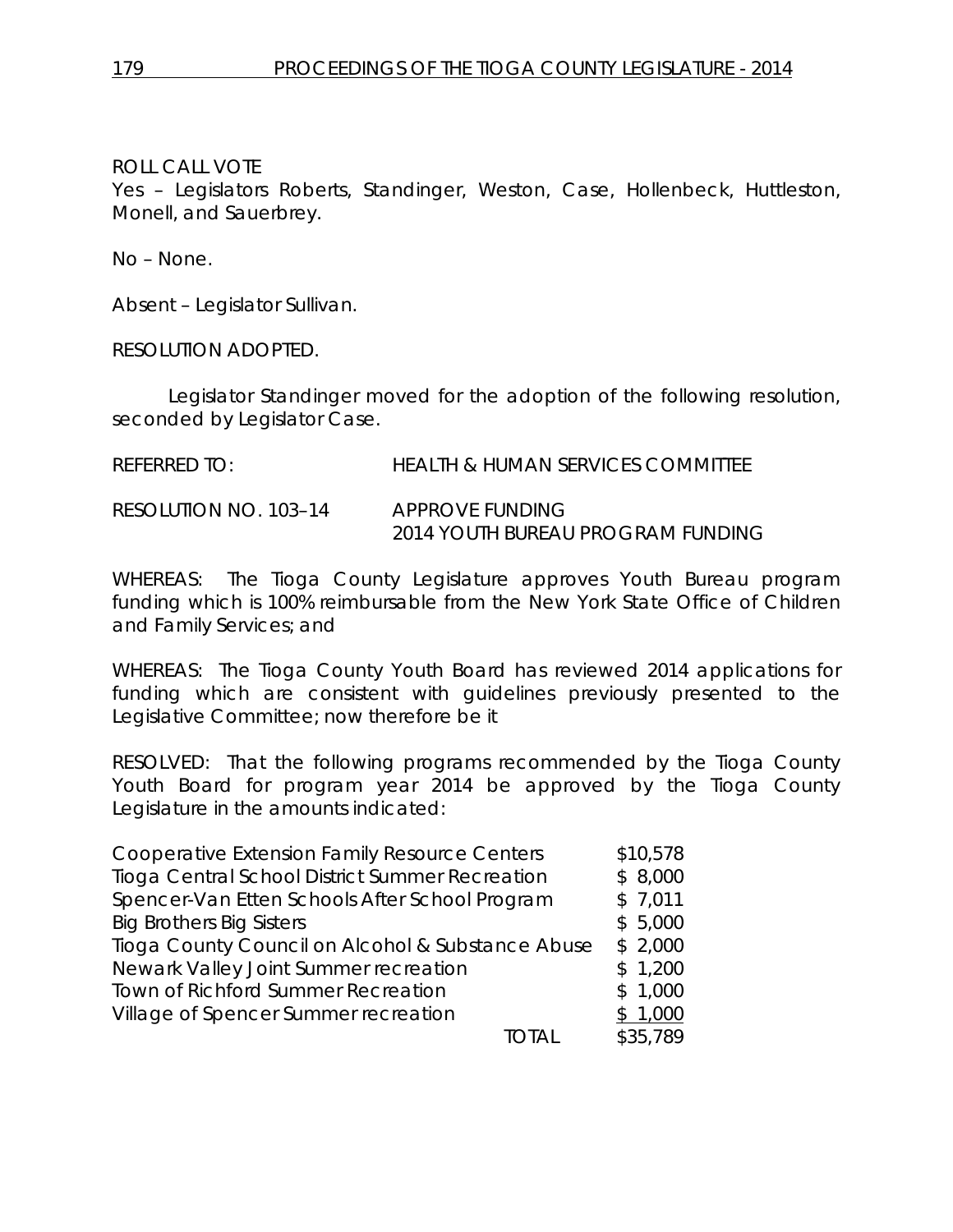ROLL CALL VOTE
Yes – Legislators Roberts, Standinger, Weston, Case, Hollenbeck, Huttleston, Monell, and Sauerbrey.

No – None.

Absent – Legislator Sullivan.

RESOLUTION ADOPTED.

Legislator Standinger moved for the adoption of the following resolution, seconded by Legislator Case.

REFERRED TO: HEALTH & HUMAN SERVICES COMMITTEE

RESOLUTION NO. 103–14 APPROVE FUNDING
2014 YOUTH BUREAU PROGRAM FUNDING

WHEREAS: The Tioga County Legislature approves Youth Bureau program funding which is 100% reimbursable from the New York State Office of Children and Family Services; and

WHEREAS: The Tioga County Youth Board has reviewed 2014 applications for funding which are consistent with guidelines previously presented to the Legislative Committee; now therefore be it

RESOLVED: That the following programs recommended by the Tioga County Youth Board for program year 2014 be approved by the Tioga County Legislature in the amounts indicated:

| | |
|---|---|
| Cooperative Extension Family Resource Centers | $10,578 |
| Tioga Central School District Summer Recreation | $ 8,000 |
| Spencer-Van Etten Schools After School Program | $ 7,011 |
| Big Brothers Big Sisters | $ 5,000 |
| Tioga County Council on Alcohol & Substance Abuse | $ 2,000 |
| Newark Valley Joint Summer recreation | $ 1,200 |
| Town of Richford Summer Recreation | $ 1,000 |
| Village of Spencer Summer recreation | $ 1,000 |
| TOTAL | $35,789 |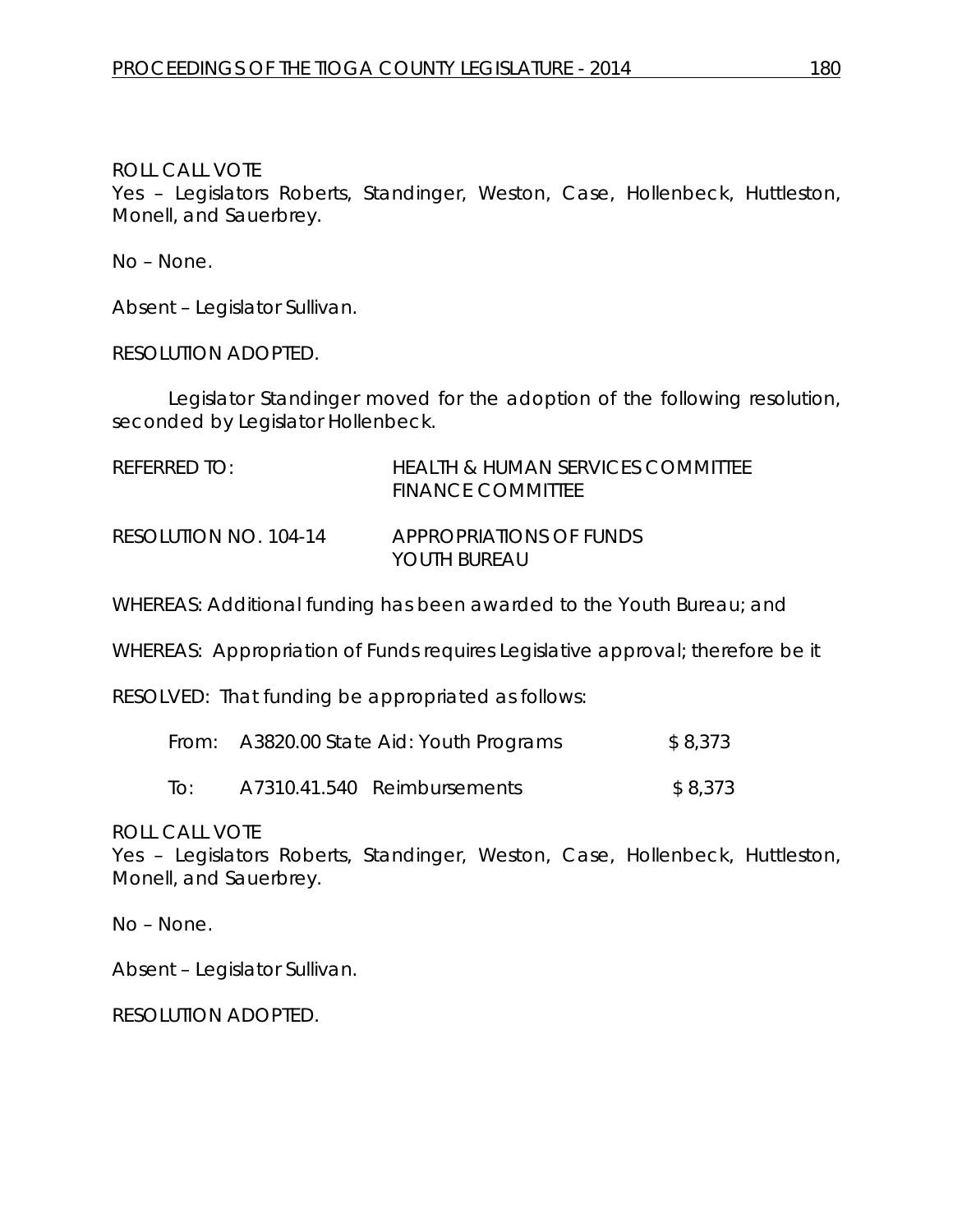ROLL CALL VOTE
Yes – Legislators Roberts, Standinger, Weston, Case, Hollenbeck, Huttleston, Monell, and Sauerbrey.

No – None.

Absent – Legislator Sullivan.

RESOLUTION ADOPTED.

Legislator Standinger moved for the adoption of the following resolution, seconded by Legislator Hollenbeck.

REFERRED TO: HEALTH & HUMAN SERVICES COMMITTEE
FINANCE COMMITTEE

RESOLUTION NO. 104-14 APPROPRIATIONS OF FUNDS
YOUTH BUREAU

WHEREAS: Additional funding has been awarded to the Youth Bureau; and

WHEREAS: Appropriation of Funds requires Legislative approval; therefore be it

RESOLVED: That funding be appropriated as follows:

| | | |
|---|---|---|
| From: | A3820.00 State Aid: Youth Programs | $ 8,373 |
| To: | A7310.41.540 Reimbursements | $ 8,373 |

ROLL CALL VOTE
Yes – Legislators Roberts, Standinger, Weston, Case, Hollenbeck, Huttleston, Monell, and Sauerbrey.

No – None.

Absent – Legislator Sullivan.

RESOLUTION ADOPTED.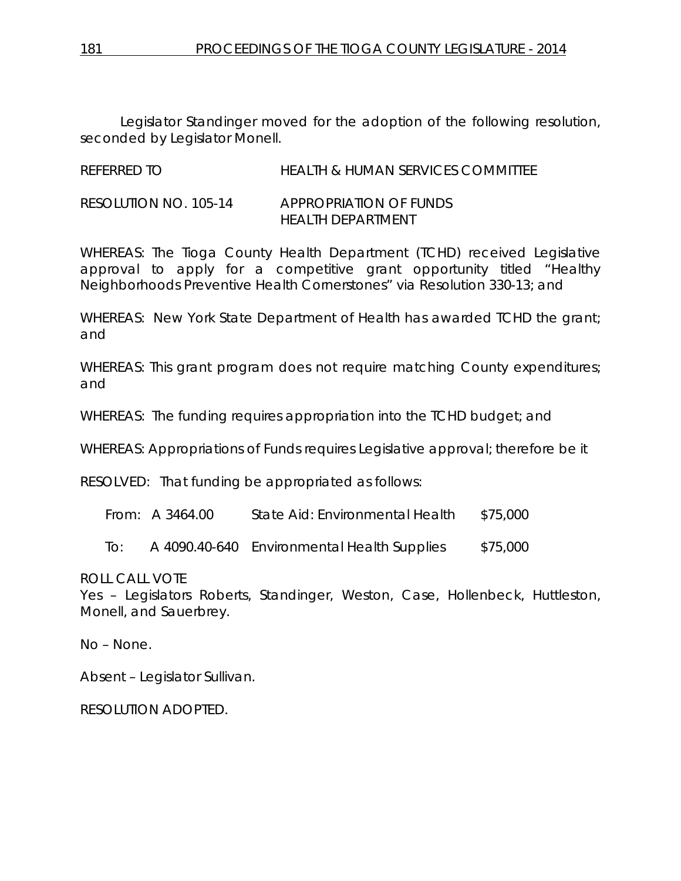Legislator Standinger moved for the adoption of the following resolution, seconded by Legislator Monell.

| | |
|---|---|
| REFERRED TO | HEALTH & HUMAN SERVICES COMMITTEE |
| RESOLUTION NO. 105-14 | APPROPRIATION OF FUNDS HEALTH DEPARTMENT |

WHEREAS: The Tioga County Health Department (TCHD) received Legislative approval to apply for a competitive grant opportunity titled "Healthy Neighborhoods Preventive Health Cornerstones" via Resolution 330-13; and

WHEREAS: New York State Department of Health has awarded TCHD the grant; and

WHEREAS: This grant program does not require matching County expenditures; and

WHEREAS: The funding requires appropriation into the TCHD budget; and

WHEREAS: Appropriations of Funds requires Legislative approval; therefore be it

RESOLVED: That funding be appropriated as follows:

| | | | |
|---|---|---|---|
| From: | A 3464.00 | State Aid: Environmental Health | $75,000 |
| To: | A 4090.40-640 | Environmental Health Supplies | $75,000 |

ROLL CALL VOTE
Yes – Legislators Roberts, Standinger, Weston, Case, Hollenbeck, Huttleston, Monell, and Sauerbrey.

No – None.

Absent – Legislator Sullivan.

RESOLUTION ADOPTED.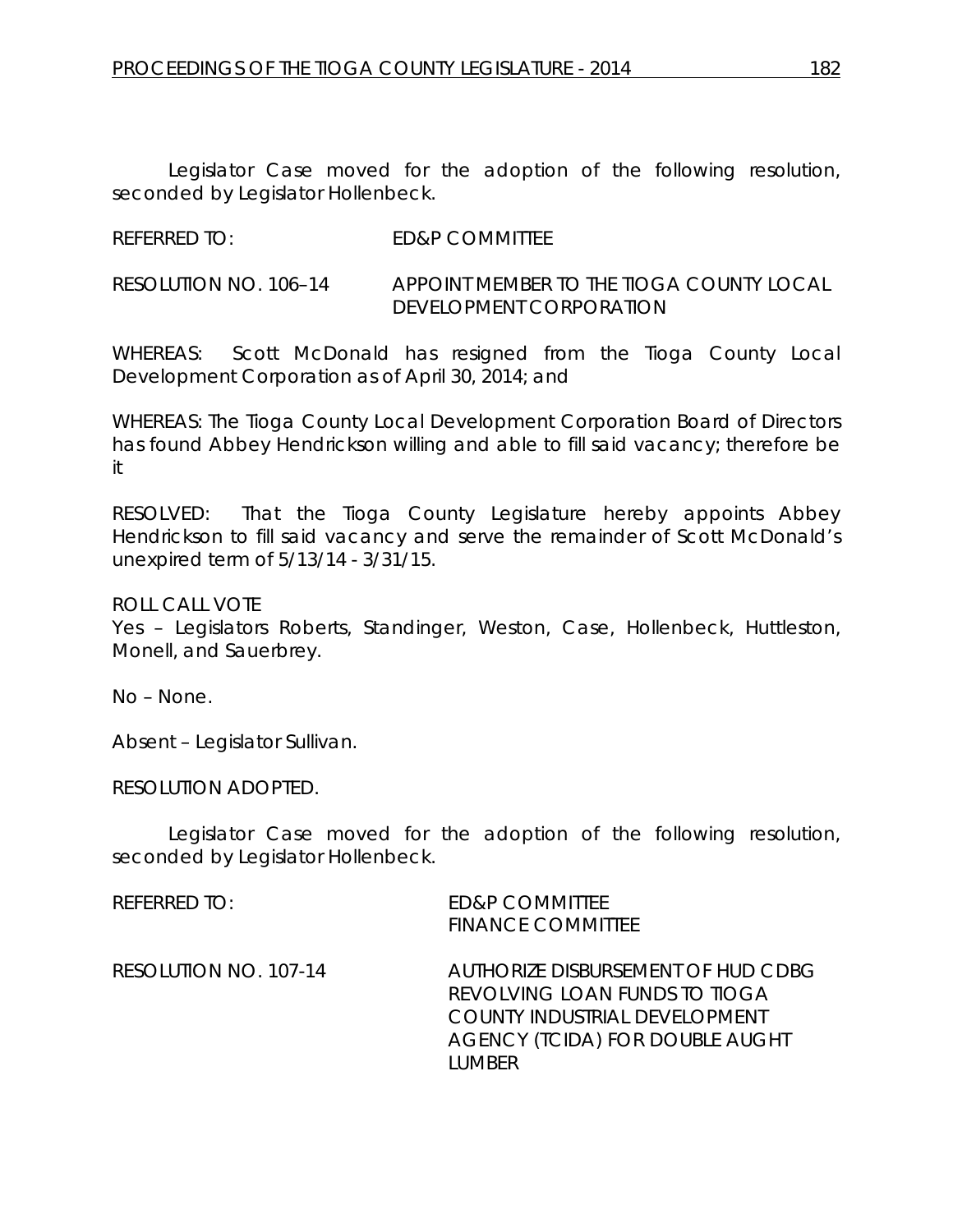Legislator Case moved for the adoption of the following resolution, seconded by Legislator Hollenbeck.

REFERRED TO: ED&P COMMITTEE

RESOLUTION NO. 106–14 APPOINT MEMBER TO THE TIOGA COUNTY LOCAL DEVELOPMENT CORPORATION

WHEREAS: Scott McDonald has resigned from the Tioga County Local Development Corporation as of April 30, 2014; and

WHEREAS: The Tioga County Local Development Corporation Board of Directors has found Abbey Hendrickson willing and able to fill said vacancy; therefore be it

RESOLVED: That the Tioga County Legislature hereby appoints Abbey Hendrickson to fill said vacancy and serve the remainder of Scott McDonald's unexpired term of 5/13/14 - 3/31/15.

ROLL CALL VOTE
Yes – Legislators Roberts, Standinger, Weston, Case, Hollenbeck, Huttleston, Monell, and Sauerbrey.

No – None.

Absent – Legislator Sullivan.

RESOLUTION ADOPTED.

Legislator Case moved for the adoption of the following resolution, seconded by Legislator Hollenbeck.

REFERRED TO: ED&P COMMITTEE
FINANCE COMMITTEE

RESOLUTION NO. 107-14 AUTHORIZE DISBURSEMENT OF HUD CDBG REVOLVING LOAN FUNDS TO TIOGA COUNTY INDUSTRIAL DEVELOPMENT AGENCY (TCIDA) FOR DOUBLE AUGHT LUMBER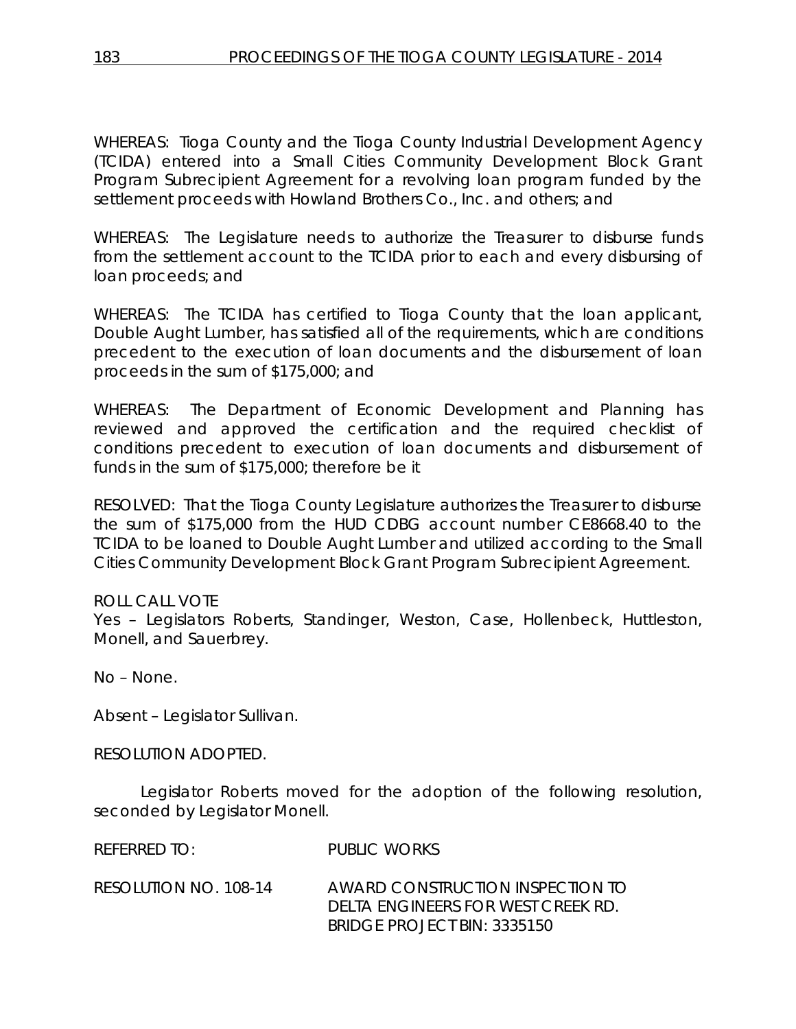WHEREAS: Tioga County and the Tioga County Industrial Development Agency (TCIDA) entered into a Small Cities Community Development Block Grant Program Subrecipient Agreement for a revolving loan program funded by the settlement proceeds with Howland Brothers Co., Inc. and others; and

WHEREAS: The Legislature needs to authorize the Treasurer to disburse funds from the settlement account to the TCIDA prior to each and every disbursing of loan proceeds; and

WHEREAS: The TCIDA has certified to Tioga County that the loan applicant, Double Aught Lumber, has satisfied all of the requirements, which are conditions precedent to the execution of loan documents and the disbursement of loan proceeds in the sum of $175,000; and

WHEREAS: The Department of Economic Development and Planning has reviewed and approved the certification and the required checklist of conditions precedent to execution of loan documents and disbursement of funds in the sum of $175,000; therefore be it

RESOLVED: That the Tioga County Legislature authorizes the Treasurer to disburse the sum of $175,000 from the HUD CDBG account number CE8668.40 to the TCIDA to be loaned to Double Aught Lumber and utilized according to the Small Cities Community Development Block Grant Program Subrecipient Agreement.

ROLL CALL VOTE
Yes – Legislators Roberts, Standinger, Weston, Case, Hollenbeck, Huttleston, Monell, and Sauerbrey.

No – None.

Absent – Legislator Sullivan.

RESOLUTION ADOPTED.

Legislator Roberts moved for the adoption of the following resolution, seconded by Legislator Monell.

REFERRED TO: PUBLIC WORKS

RESOLUTION NO. 108-14 AWARD CONSTRUCTION INSPECTION TO DELTA ENGINEERS FOR WEST CREEK RD. BRIDGE PROJECT BIN: 3335150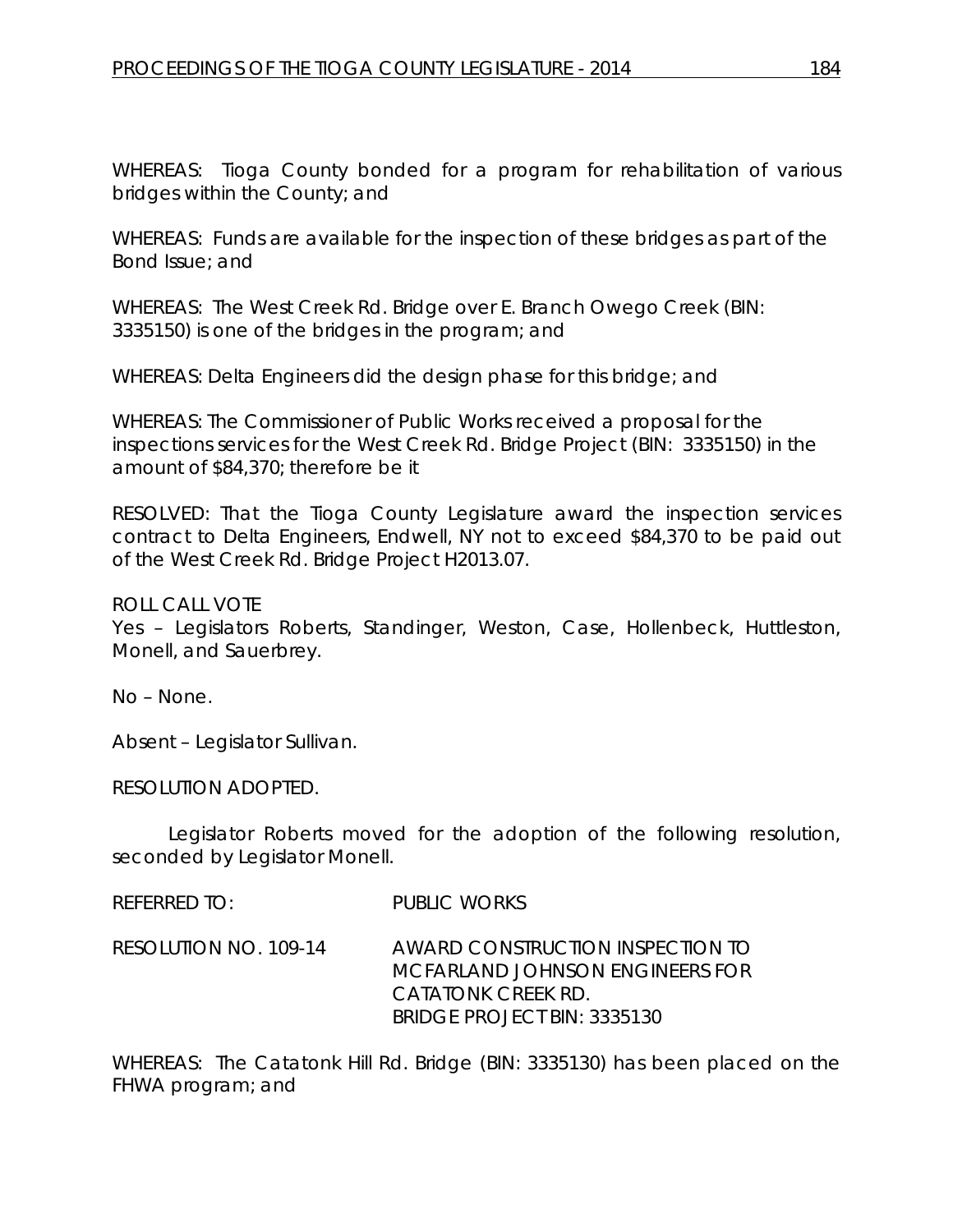WHEREAS: Tioga County bonded for a program for rehabilitation of various bridges within the County; and

WHEREAS: Funds are available for the inspection of these bridges as part of the Bond Issue; and

WHEREAS: The West Creek Rd. Bridge over E. Branch Owego Creek (BIN: 3335150) is one of the bridges in the program; and

WHEREAS: Delta Engineers did the design phase for this bridge; and

WHEREAS: The Commissioner of Public Works received a proposal for the inspections services for the West Creek Rd. Bridge Project (BIN: 3335150) in the amount of $84,370; therefore be it

RESOLVED: That the Tioga County Legislature award the inspection services contract to Delta Engineers, Endwell, NY not to exceed $84,370 to be paid out of the West Creek Rd. Bridge Project H2013.07.

ROLL CALL VOTE
Yes – Legislators Roberts, Standinger, Weston, Case, Hollenbeck, Huttleston, Monell, and Sauerbrey.

No – None.

Absent – Legislator Sullivan.

RESOLUTION ADOPTED.

Legislator Roberts moved for the adoption of the following resolution, seconded by Legislator Monell.

REFERRED TO: PUBLIC WORKS

RESOLUTION NO. 109-14 AWARD CONSTRUCTION INSPECTION TO MCFARLAND JOHNSON ENGINEERS FOR CATATONK CREEK RD. BRIDGE PROJECT BIN: 3335130

WHEREAS: The Catatonk Hill Rd. Bridge (BIN: 3335130) has been placed on the FHWA program; and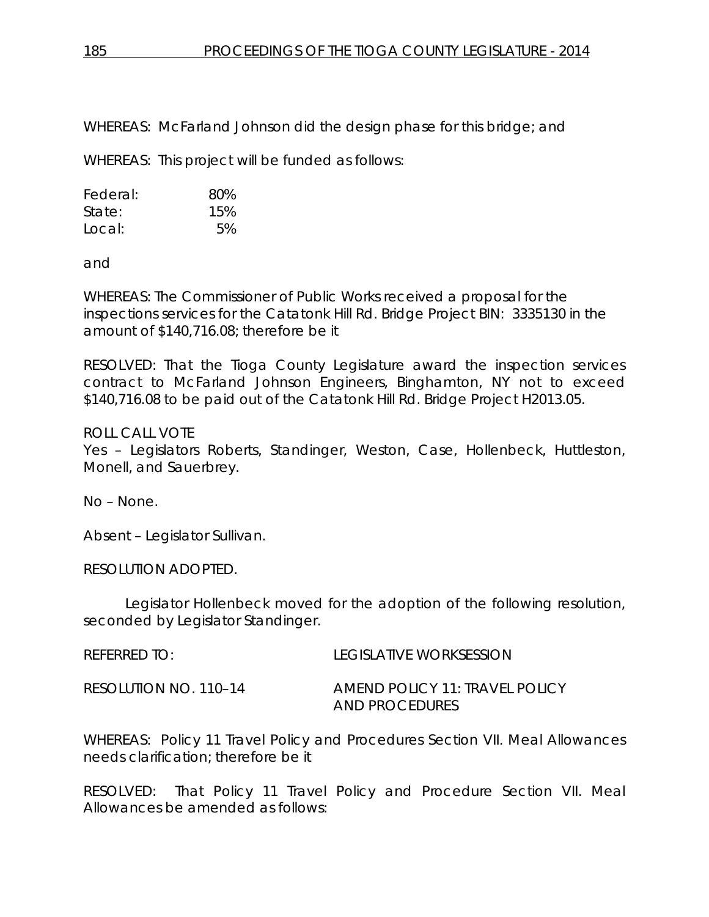WHEREAS: McFarland Johnson did the design phase for this bridge; and

WHEREAS: This project will be funded as follows:

| | |
|---|---|
| Federal: | 80% |
| State: | 15% |
| Local: | 5% |

and

WHEREAS: The Commissioner of Public Works received a proposal for the inspections services for the Catatonk Hill Rd. Bridge Project BIN: 3335130 in the amount of $140,716.08; therefore be it

RESOLVED: That the Tioga County Legislature award the inspection services contract to McFarland Johnson Engineers, Binghamton, NY not to exceed $140,716.08 to be paid out of the Catatonk Hill Rd. Bridge Project H2013.05.

ROLL CALL VOTE
Yes – Legislators Roberts, Standinger, Weston, Case, Hollenbeck, Huttleston, Monell, and Sauerbrey.

No – None.

Absent – Legislator Sullivan.

RESOLUTION ADOPTED.

Legislator Hollenbeck moved for the adoption of the following resolution, seconded by Legislator Standinger.

REFERRED TO: LEGISLATIVE WORKSESSION

RESOLUTION NO. 110–14 AMEND POLICY 11: TRAVEL POLICY AND PROCEDURES

WHEREAS: Policy 11 Travel Policy and Procedures Section VII. Meal Allowances needs clarification; therefore be it

RESOLVED: That Policy 11 Travel Policy and Procedure Section VII. Meal Allowances be amended as follows: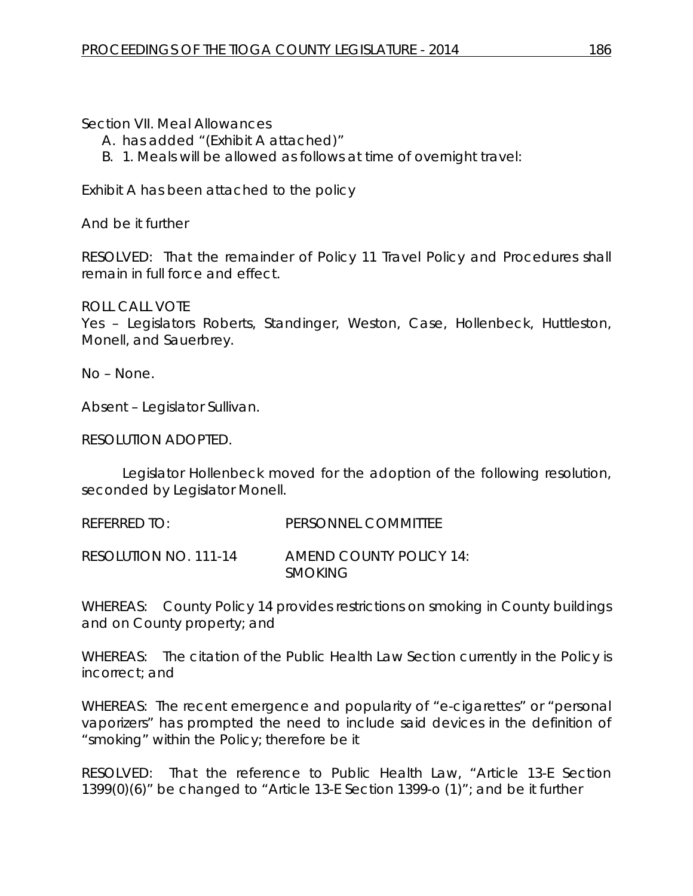Section VII. Meal Allowances

A. has added "(Exhibit A attached)"
B. 1. Meals will be allowed as follows at time of overnight travel:

Exhibit A has been attached to the policy

And be it further

RESOLVED: That the remainder of Policy 11 Travel Policy and Procedures shall remain in full force and effect.

ROLL CALL VOTE
Yes – Legislators Roberts, Standinger, Weston, Case, Hollenbeck, Huttleston, Monell, and Sauerbrey.

No – None.

Absent – Legislator Sullivan.

RESOLUTION ADOPTED.

Legislator Hollenbeck moved for the adoption of the following resolution, seconded by Legislator Monell.

REFERRED TO: PERSONNEL COMMITTEE

RESOLUTION NO. 111-14 AMEND COUNTY POLICY 14: SMOKING

WHEREAS: County Policy 14 provides restrictions on smoking in County buildings and on County property; and

WHEREAS: The citation of the Public Health Law Section currently in the Policy is incorrect; and

WHEREAS: The recent emergence and popularity of "e-cigarettes" or "personal vaporizers" has prompted the need to include said devices in the definition of "smoking" within the Policy; therefore be it

RESOLVED: That the reference to Public Health Law, "Article 13-E Section 1399(0)(6)" be changed to "Article 13-E Section 1399-o (1)"; and be it further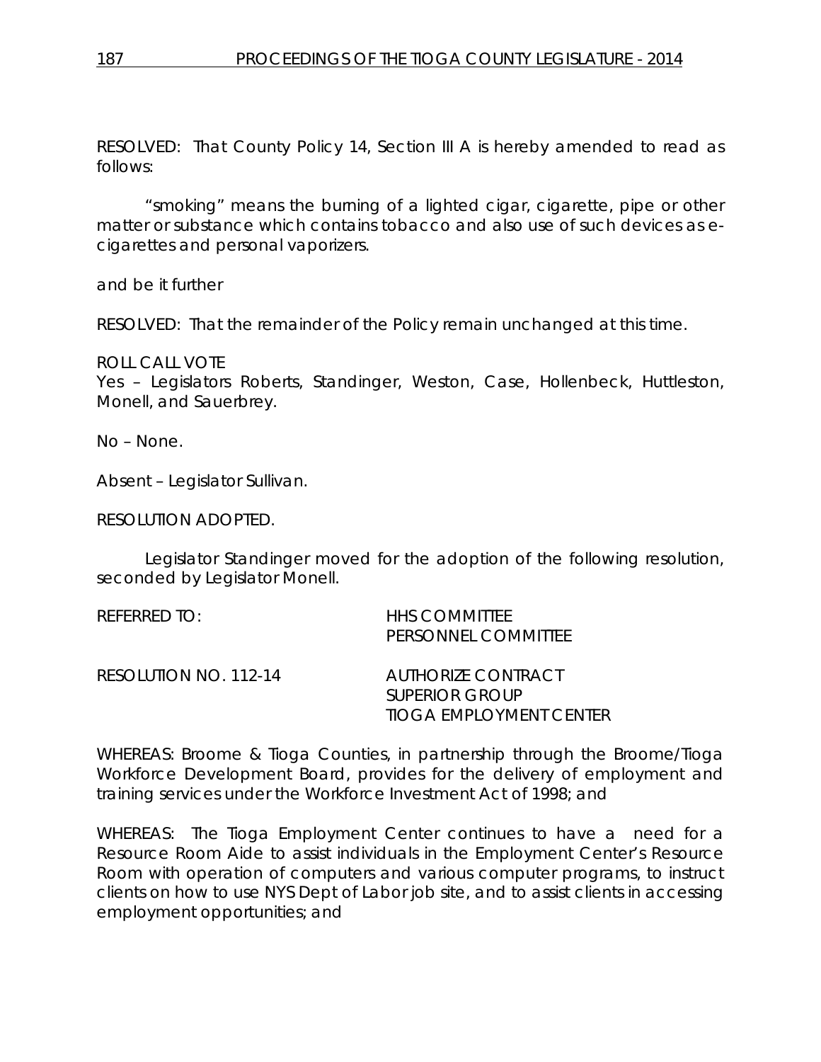RESOLVED: That County Policy 14, Section III A is hereby amended to read as follows:

"smoking" means the burning of a lighted cigar, cigarette, pipe or other matter or substance which contains tobacco and also use of such devices as e-cigarettes and personal vaporizers.

and be it further

RESOLVED: That the remainder of the Policy remain unchanged at this time.

ROLL CALL VOTE
Yes – Legislators Roberts, Standinger, Weston, Case, Hollenbeck, Huttleston, Monell, and Sauerbrey.

No – None.

Absent – Legislator Sullivan.

RESOLUTION ADOPTED.

Legislator Standinger moved for the adoption of the following resolution, seconded by Legislator Monell.

REFERRED TO: HHS COMMITTEE
PERSONNEL COMMITTEE

RESOLUTION NO. 112-14 AUTHORIZE CONTRACT
SUPERIOR GROUP
TIOGA EMPLOYMENT CENTER

WHEREAS: Broome & Tioga Counties, in partnership through the Broome/Tioga Workforce Development Board, provides for the delivery of employment and training services under the Workforce Investment Act of 1998; and

WHEREAS: The Tioga Employment Center continues to have a need for a Resource Room Aide to assist individuals in the Employment Center's Resource Room with operation of computers and various computer programs, to instruct clients on how to use NYS Dept of Labor job site, and to assist clients in accessing employment opportunities; and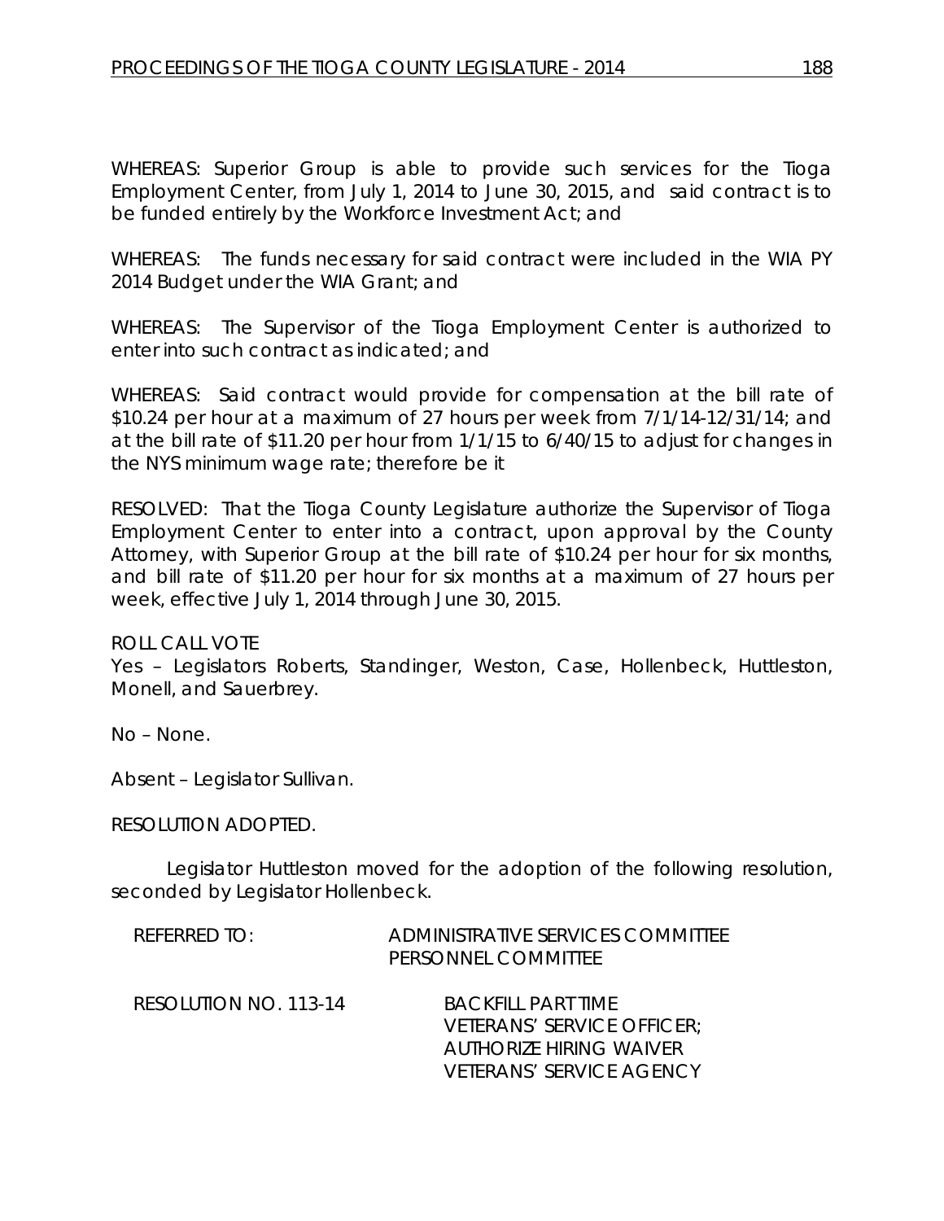WHEREAS: Superior Group is able to provide such services for the Tioga Employment Center, from July 1, 2014 to June 30, 2015, and said contract is to be funded entirely by the Workforce Investment Act; and

WHEREAS: The funds necessary for said contract were included in the WIA PY 2014 Budget under the WIA Grant; and

WHEREAS: The Supervisor of the Tioga Employment Center is authorized to enter into such contract as indicated; and

WHEREAS: Said contract would provide for compensation at the bill rate of $10.24 per hour at a maximum of 27 hours per week from 7/1/14-12/31/14; and at the bill rate of $11.20 per hour from 1/1/15 to 6/40/15 to adjust for changes in the NYS minimum wage rate; therefore be it

RESOLVED: That the Tioga County Legislature authorize the Supervisor of Tioga Employment Center to enter into a contract, upon approval by the County Attorney, with Superior Group at the bill rate of $10.24 per hour for six months, and bill rate of $11.20 per hour for six months at a maximum of 27 hours per week, effective July 1, 2014 through June 30, 2015.

ROLL CALL VOTE
Yes – Legislators Roberts, Standinger, Weston, Case, Hollenbeck, Huttleston, Monell, and Sauerbrey.

No – None.

Absent – Legislator Sullivan.

RESOLUTION ADOPTED.

Legislator Huttleston moved for the adoption of the following resolution, seconded by Legislator Hollenbeck.

REFERRED TO: ADMINISTRATIVE SERVICES COMMITTEE
PERSONNEL COMMITTEE

RESOLUTION NO. 113-14 BACKFILL PART TIME
VETERANS' SERVICE OFFICER;
AUTHORIZE HIRING WAIVER
VETERANS' SERVICE AGENCY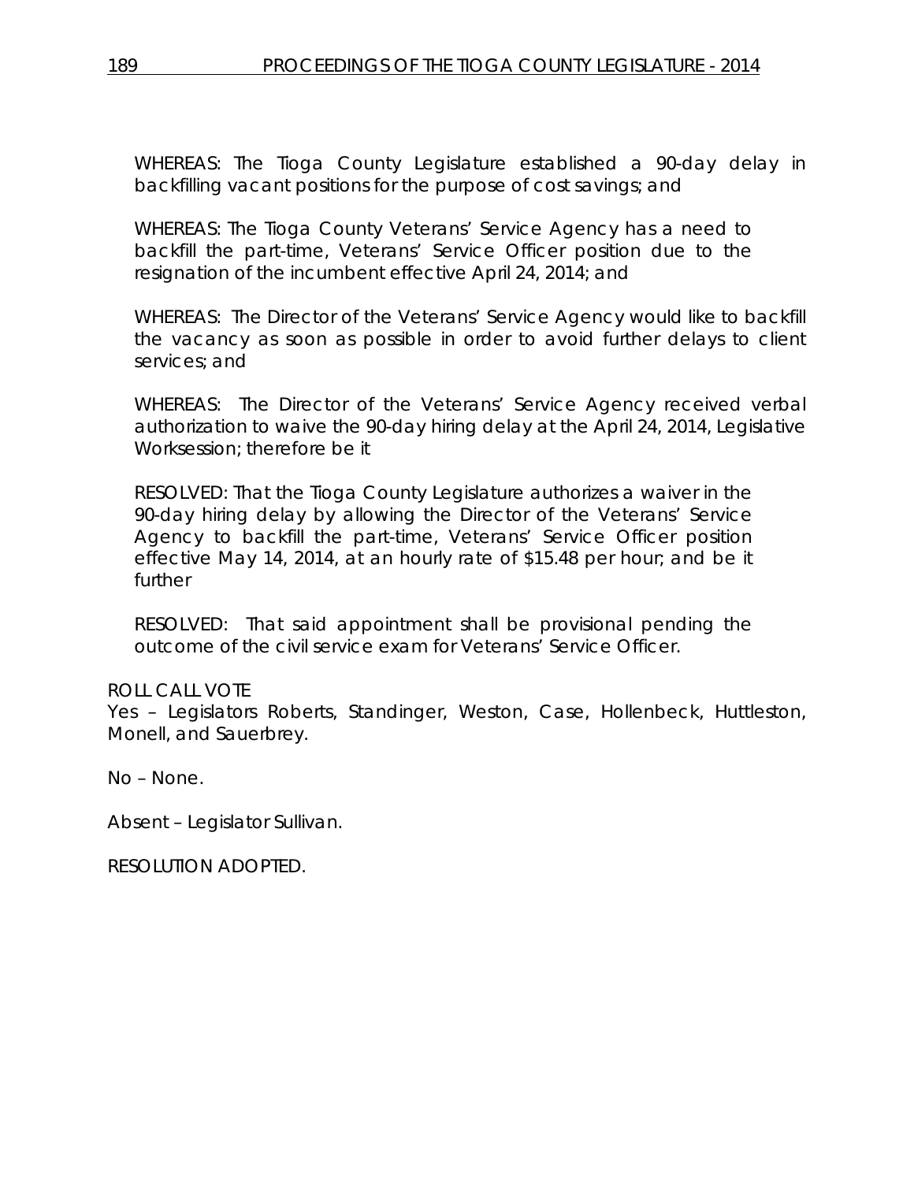WHEREAS: The Tioga County Legislature established a 90-day delay in backfilling vacant positions for the purpose of cost savings; and

WHEREAS: The Tioga County Veterans' Service Agency has a need to backfill the part-time, Veterans' Service Officer position due to the resignation of the incumbent effective April 24, 2014; and

WHEREAS: The Director of the Veterans' Service Agency would like to backfill the vacancy as soon as possible in order to avoid further delays to client services; and

WHEREAS: The Director of the Veterans' Service Agency received verbal authorization to waive the 90-day hiring delay at the April 24, 2014, Legislative Worksession; therefore be it

RESOLVED: That the Tioga County Legislature authorizes a waiver in the 90-day hiring delay by allowing the Director of the Veterans' Service Agency to backfill the part-time, Veterans' Service Officer position effective May 14, 2014, at an hourly rate of $15.48 per hour; and be it further

RESOLVED: That said appointment shall be provisional pending the outcome of the civil service exam for Veterans' Service Officer.

ROLL CALL VOTE

Yes – Legislators Roberts, Standinger, Weston, Case, Hollenbeck, Huttleston, Monell, and Sauerbrey.

No – None.

Absent – Legislator Sullivan.

RESOLUTION ADOPTED.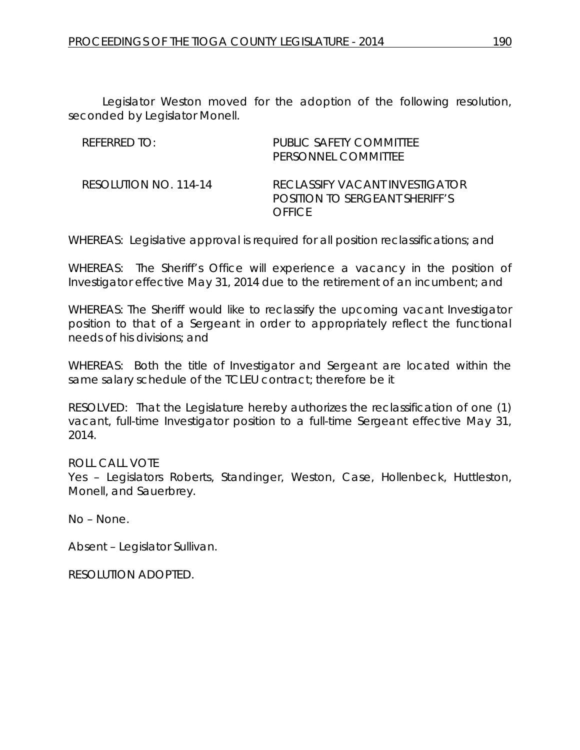Legislator Weston moved for the adoption of the following resolution, seconded by Legislator Monell.

REFERRED TO: PUBLIC SAFETY COMMITTEE
PERSONNEL COMMITTEE

RESOLUTION NO. 114-14 RECLASSIFY VACANT INVESTIGATOR POSITION TO SERGEANT SHERIFF'S OFFICE

WHEREAS: Legislative approval is required for all position reclassifications; and

WHEREAS: The Sheriff's Office will experience a vacancy in the position of Investigator effective May 31, 2014 due to the retirement of an incumbent; and

WHEREAS: The Sheriff would like to reclassify the upcoming vacant Investigator position to that of a Sergeant in order to appropriately reflect the functional needs of his divisions; and

WHEREAS: Both the title of Investigator and Sergeant are located within the same salary schedule of the TCLEU contract; therefore be it

RESOLVED: That the Legislature hereby authorizes the reclassification of one (1) vacant, full-time Investigator position to a full-time Sergeant effective May 31, 2014.

ROLL CALL VOTE
Yes – Legislators Roberts, Standinger, Weston, Case, Hollenbeck, Huttleston, Monell, and Sauerbrey.

No – None.

Absent – Legislator Sullivan.

RESOLUTION ADOPTED.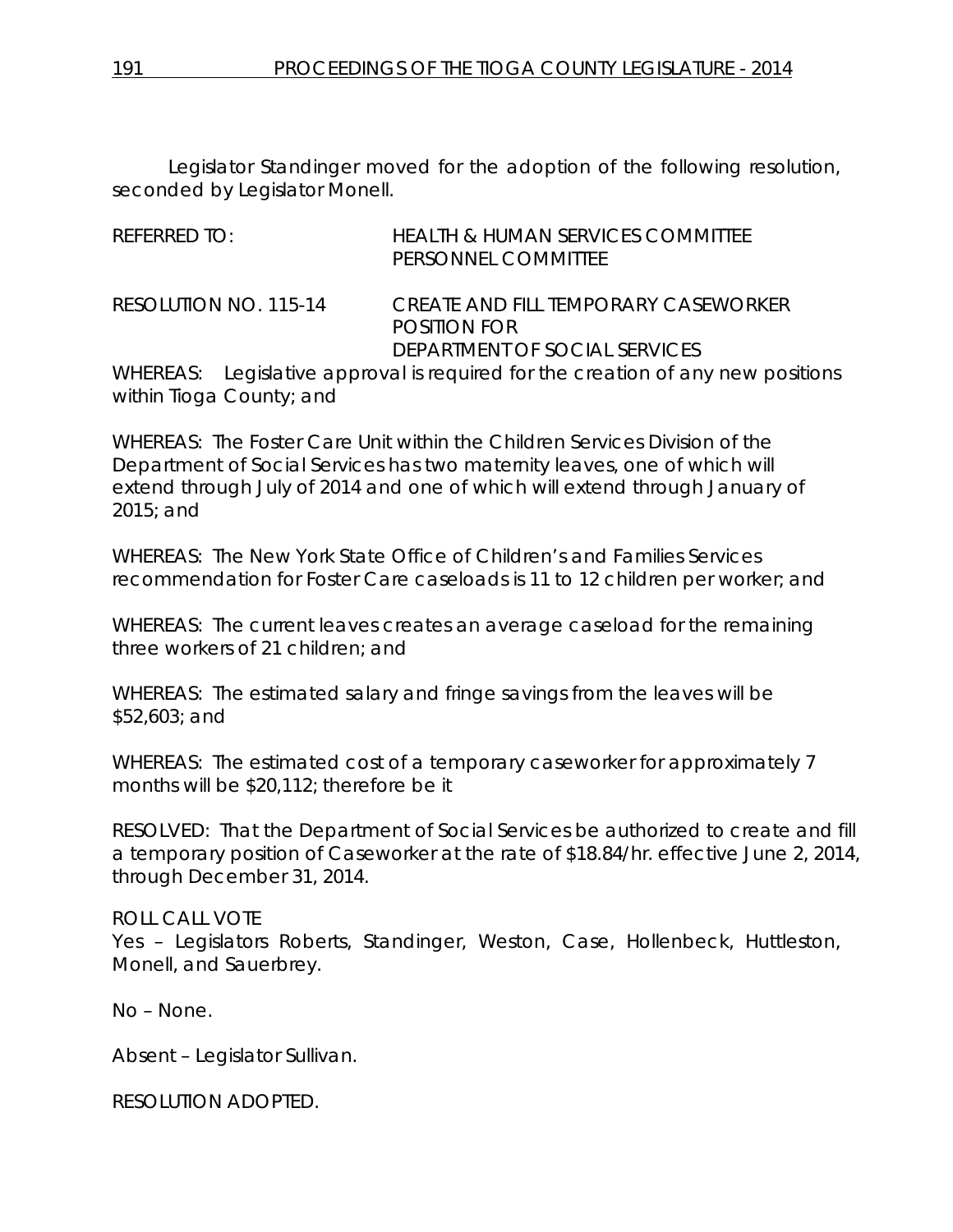Legislator Standinger moved for the adoption of the following resolution, seconded by Legislator Monell.

REFERRED TO: HEALTH & HUMAN SERVICES COMMITTEE
PERSONNEL COMMITTEE

RESOLUTION NO. 115-14 CREATE AND FILL TEMPORARY CASEWORKER POSITION FOR DEPARTMENT OF SOCIAL SERVICES

WHEREAS: Legislative approval is required for the creation of any new positions within Tioga County; and

WHEREAS: The Foster Care Unit within the Children Services Division of the Department of Social Services has two maternity leaves, one of which will extend through July of 2014 and one of which will extend through January of 2015; and

WHEREAS: The New York State Office of Children's and Families Services recommendation for Foster Care caseloads is 11 to 12 children per worker; and

WHEREAS: The current leaves creates an average caseload for the remaining three workers of 21 children; and

WHEREAS: The estimated salary and fringe savings from the leaves will be $52,603; and

WHEREAS: The estimated cost of a temporary caseworker for approximately 7 months will be $20,112; therefore be it

RESOLVED: That the Department of Social Services be authorized to create and fill a temporary position of Caseworker at the rate of $18.84/hr. effective June 2, 2014, through December 31, 2014.

ROLL CALL VOTE
Yes – Legislators Roberts, Standinger, Weston, Case, Hollenbeck, Huttleston, Monell, and Sauerbrey.

No – None.

Absent – Legislator Sullivan.

RESOLUTION ADOPTED.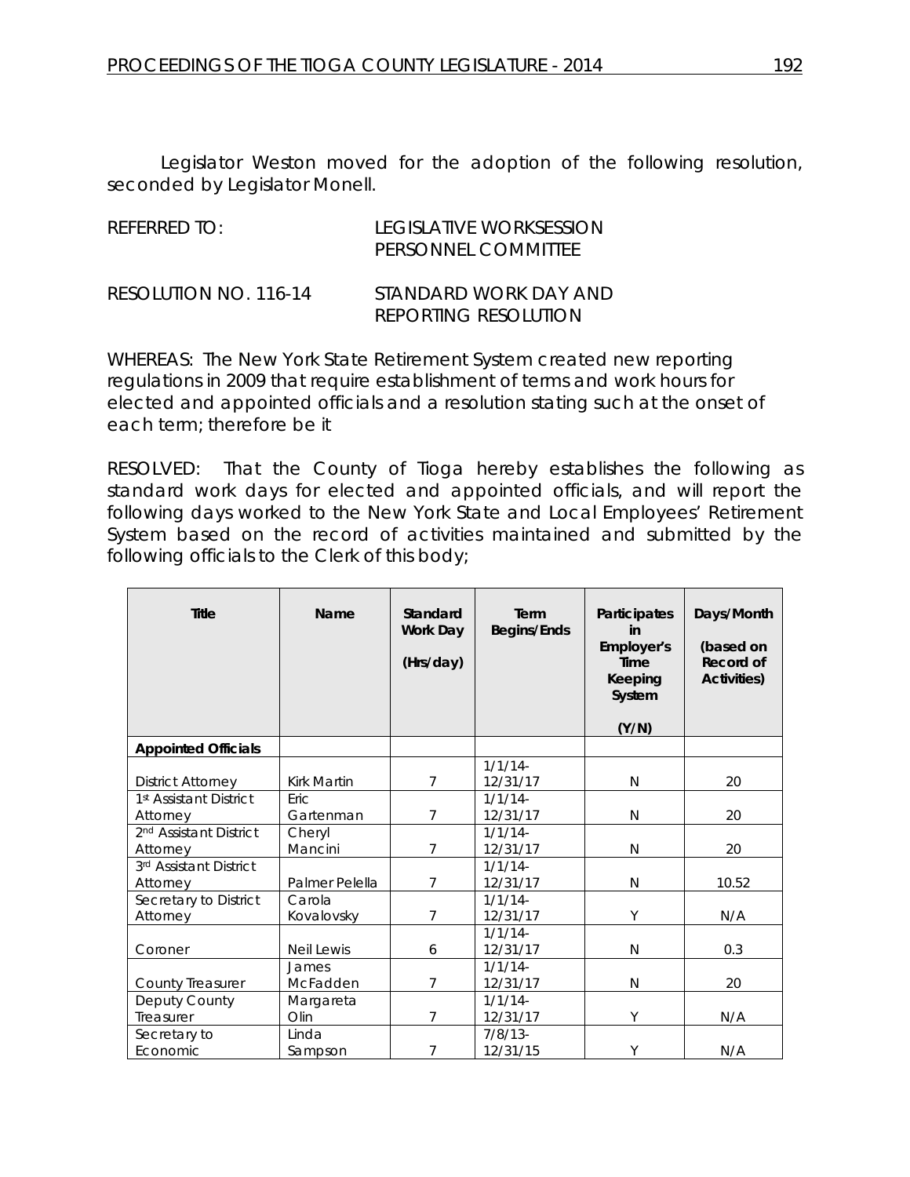Legislator Weston moved for the adoption of the following resolution, seconded by Legislator Monell.

REFERRED TO: LEGISLATIVE WORKSESSION
PERSONNEL COMMITTEE

RESOLUTION NO. 116-14 STANDARD WORK DAY AND REPORTING RESOLUTION

WHEREAS: The New York State Retirement System created new reporting regulations in 2009 that require establishment of terms and work hours for elected and appointed officials and a resolution stating such at the onset of each term; therefore be it

RESOLVED: That the County of Tioga hereby establishes the following as standard work days for elected and appointed officials, and will report the following days worked to the New York State and Local Employees' Retirement System based on the record of activities maintained and submitted by the following officials to the Clerk of this body;

| Title | Name | Standard Work Day (Hrs/day) | Term Begins/Ends | Participates in Employer's Time Keeping System (Y/N) | Days/Month (based on Record of Activities) |
|---|---|---|---|---|---|
| **Appointed Officials** | | | | | |
| District Attorney | Kirk Martin | 7 | 1/1/14-12/31/17 | N | 20 |
| 1st Assistant District Attorney | Eric Gartenman | 7 | 1/1/14-12/31/17 | N | 20 |
| 2nd Assistant District Attorney | Cheryl Mancini | 7 | 1/1/14-12/31/17 | N | 20 |
| 3rd Assistant District Attorney | Palmer Pelella | 7 | 1/1/14-12/31/17 | N | 10.52 |
| Secretary to District Attorney | Carola Kovalovsky | 7 | 1/1/14-12/31/17 | Y | N/A |
| Coroner | Neil Lewis | 6 | 1/1/14-12/31/17 | N | 0.3 |
| County Treasurer | James McFadden | 7 | 1/1/14-12/31/17 | N | 20 |
| Deputy County Treasurer | Margareta Olin | 7 | 1/1/14-12/31/17 | Y | N/A |
| Secretary to Economic | Linda Sampson | 7 | 7/8/13-12/31/15 | Y | N/A |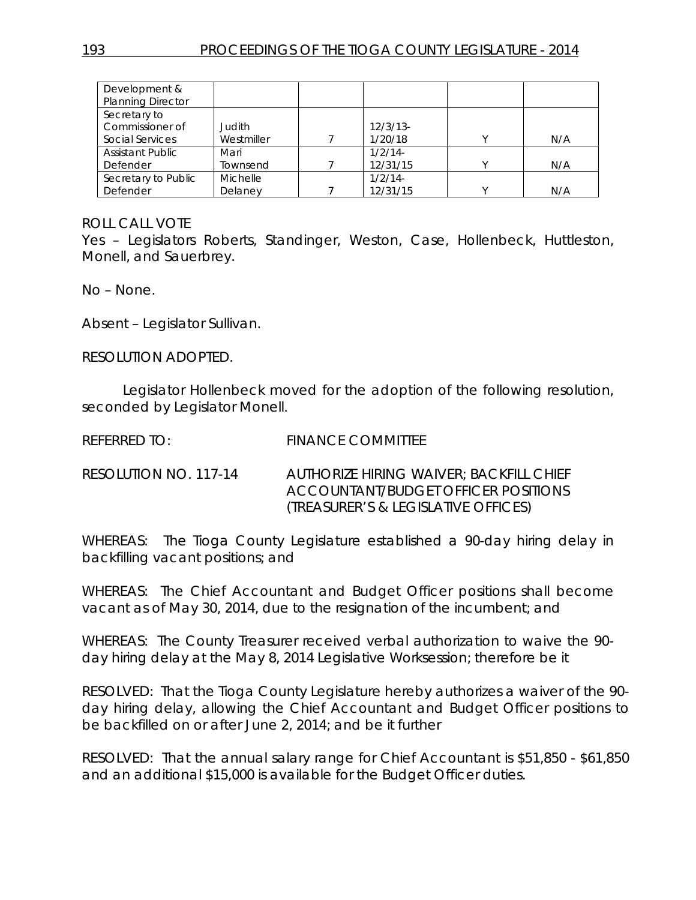| Development & Planning Director | | | | | |
|---|---|---|---|---|---|
| Secretary to Commissioner of Social Services | Judith Westmiller | 7 | 12/3/13-1/20/18 | Y | N/A |
| Assistant Public Defender | Mari Townsend | 7 | 1/2/14-12/31/15 | Y | N/A |
| Secretary to Public Defender | Michelle Delaney | 7 | 1/2/14-12/31/15 | Y | N/A |

ROLL CALL VOTE

Yes – Legislators Roberts, Standinger, Weston, Case, Hollenbeck, Huttleston, Monell, and Sauerbrey.

No – None.

Absent – Legislator Sullivan.

RESOLUTION ADOPTED.

Legislator Hollenbeck moved for the adoption of the following resolution, seconded by Legislator Monell.

REFERRED TO: FINANCE COMMITTEE

RESOLUTION NO. 117-14 AUTHORIZE HIRING WAIVER; BACKFILL CHIEF ACCOUNTANT/BUDGET OFFICER POSITIONS (TREASURER'S & LEGISLATIVE OFFICES)

WHEREAS: The Tioga County Legislature established a 90-day hiring delay in backfilling vacant positions; and

WHEREAS: The Chief Accountant and Budget Officer positions shall become vacant as of May 30, 2014, due to the resignation of the incumbent; and

WHEREAS: The County Treasurer received verbal authorization to waive the 90-day hiring delay at the May 8, 2014 Legislative Worksession; therefore be it

RESOLVED: That the Tioga County Legislature hereby authorizes a waiver of the 90-day hiring delay, allowing the Chief Accountant and Budget Officer positions to be backfilled on or after June 2, 2014; and be it further

RESOLVED: That the annual salary range for Chief Accountant is $51,850 - $61,850 and an additional $15,000 is available for the Budget Officer duties.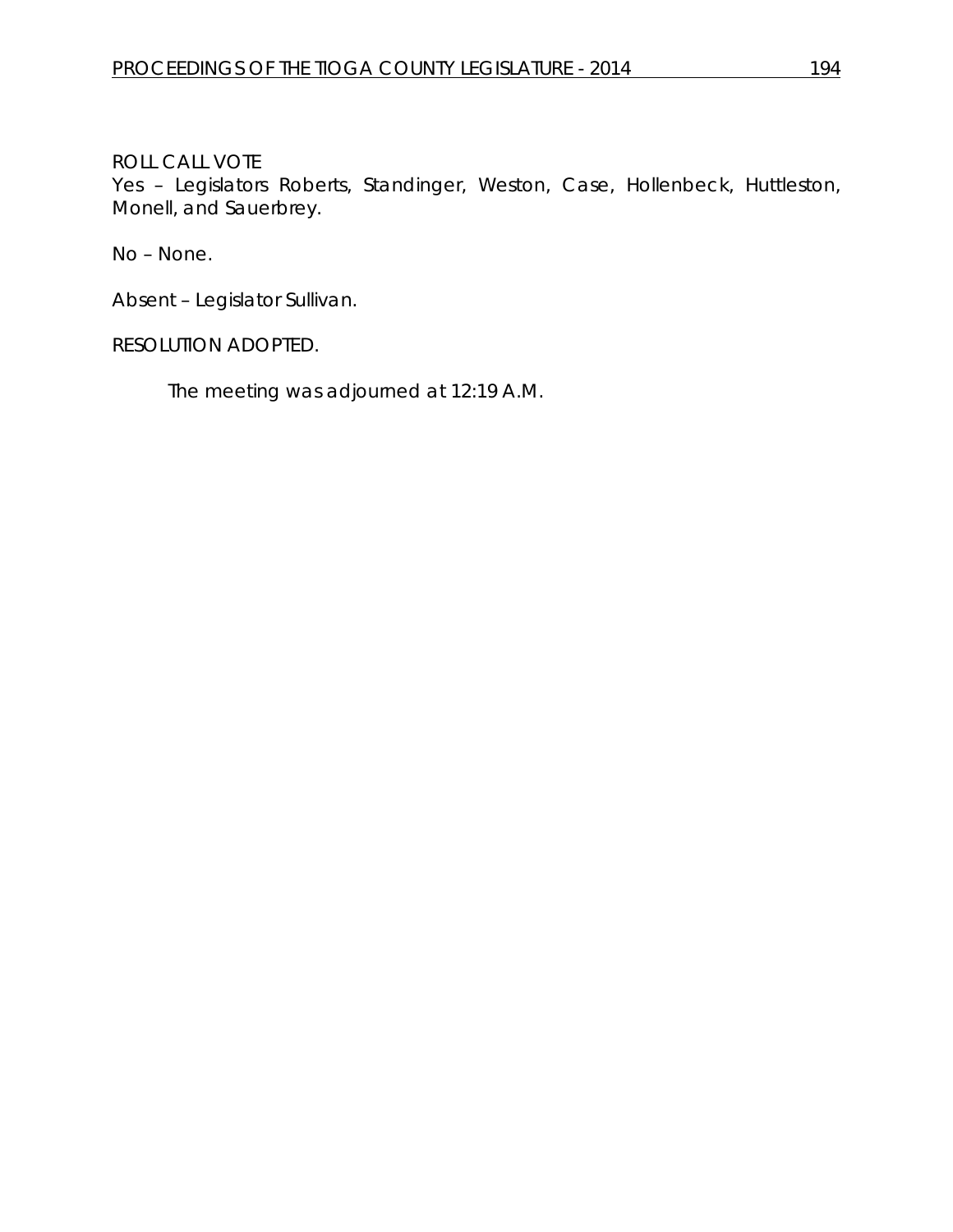ROLL CALL VOTE
Yes – Legislators Roberts, Standinger, Weston, Case, Hollenbeck, Huttleston, Monell, and Sauerbrey.

No – None.

Absent – Legislator Sullivan.

RESOLUTION ADOPTED.

The meeting was adjourned at 12:19 A.M.